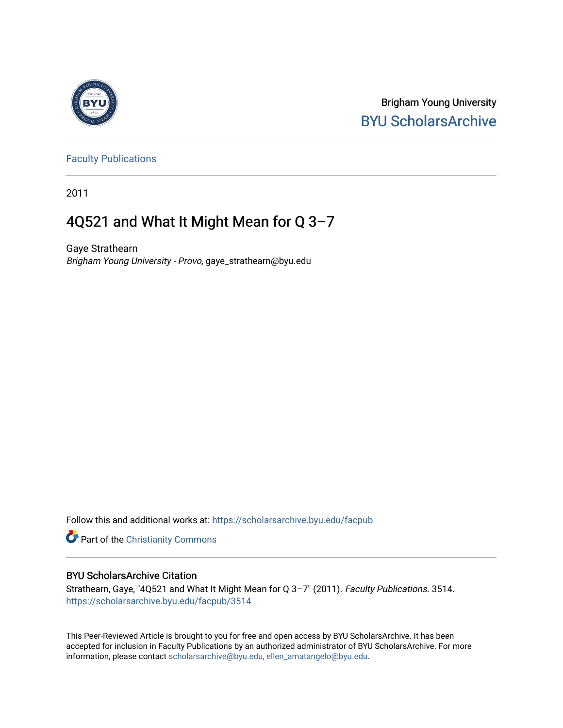Brigham Young University

BYU ScholarsArchive

Faculty Publications

2011

# 4Q521 and What It Might Mean for Q 3–7

Gaye Strathearn

*Brigham Young University - Provo*, gaye_strathearn@byu.edu

Follow this and additional works at: https://scholarsarchive.byu.edu/facpub

Part of the Christianity Commons

## BYU ScholarsArchive Citation

Strathearn, Gaye, "4Q521 and What It Might Mean for Q 3–7" (2011). *Faculty Publications*. 3514.
https://scholarsarchive.byu.edu/facpub/3514

This Peer-Reviewed Article is brought to you for free and open access by BYU ScholarsArchive. It has been accepted for inclusion in Faculty Publications by an authorized administrator of BYU ScholarsArchive. For more information, please contact scholarsarchive@byu.edu, ellen_amatangelo@byu.edu.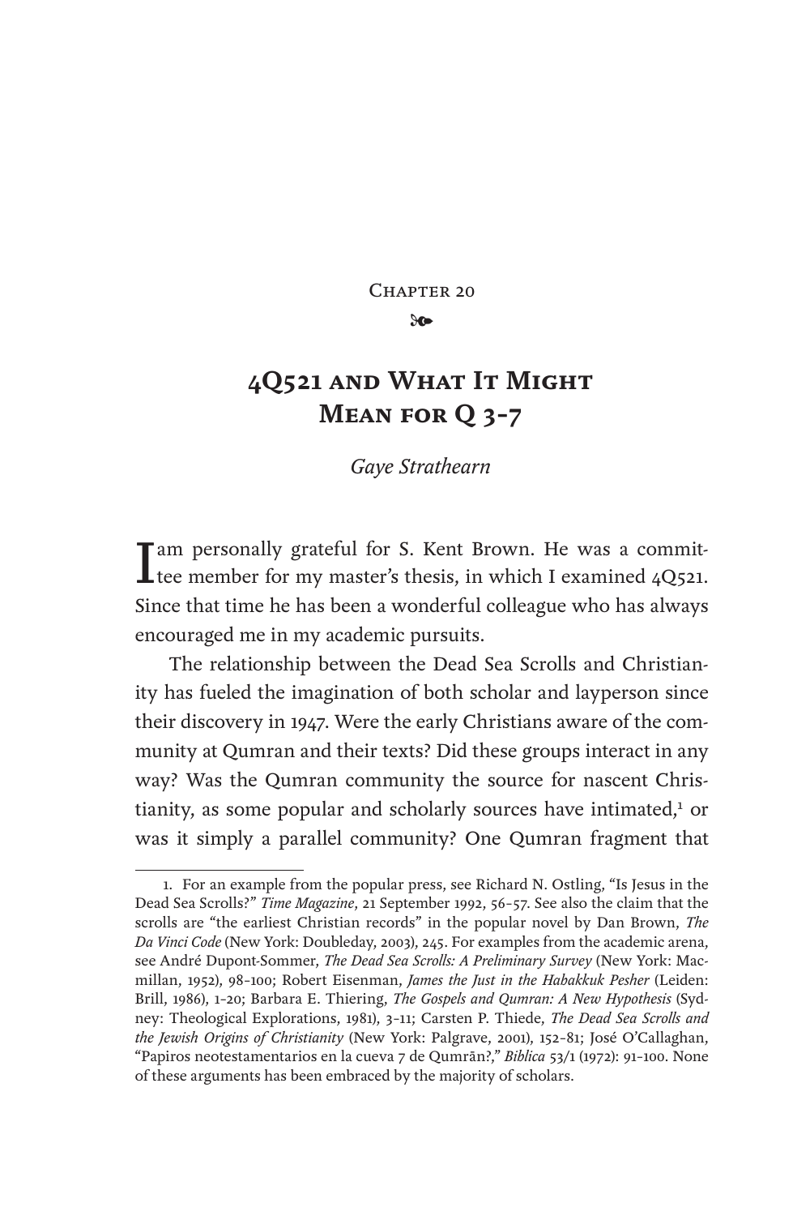Chapter 20

# 4Q521 and What It Might Mean for Q 3-7

*Gaye Strathearn*

I am personally grateful for S. Kent Brown. He was a committee member for my master's thesis, in which I examined 4Q521. Since that time he has been a wonderful colleague who has always encouraged me in my academic pursuits.

The relationship between the Dead Sea Scrolls and Christianity has fueled the imagination of both scholar and layperson since their discovery in 1947. Were the early Christians aware of the community at Qumran and their texts? Did these groups interact in any way? Was the Qumran community the source for nascent Christianity, as some popular and scholarly sources have intimated,[1] or was it simply a parallel community? One Qumran fragment that

---

1. For an example from the popular press, see Richard N. Ostling, "Is Jesus in the Dead Sea Scrolls?" *Time Magazine*, 21 September 1992, 56–57. See also the claim that the scrolls are "the earliest Christian records" in the popular novel by Dan Brown, *The Da Vinci Code* (New York: Doubleday, 2003), 245. For examples from the academic arena, see André Dupont-Sommer, *The Dead Sea Scrolls: A Preliminary Survey* (New York: Macmillan, 1952), 98–100; Robert Eisenman, *James the Just in the Habakkuk Pesher* (Leiden: Brill, 1986), 1–20; Barbara E. Thiering, *The Gospels and Qumran: A New Hypothesis* (Sydney: Theological Explorations, 1981), 3–11; Carsten P. Thiede, *The Dead Sea Scrolls and the Jewish Origins of Christianity* (New York: Palgrave, 2001), 152–81; José O'Callaghan, "Papiros neotestamentarios en la cueva 7 de Qumrān?," *Biblica* 53/1 (1972): 91–100. None of these arguments has been embraced by the majority of scholars.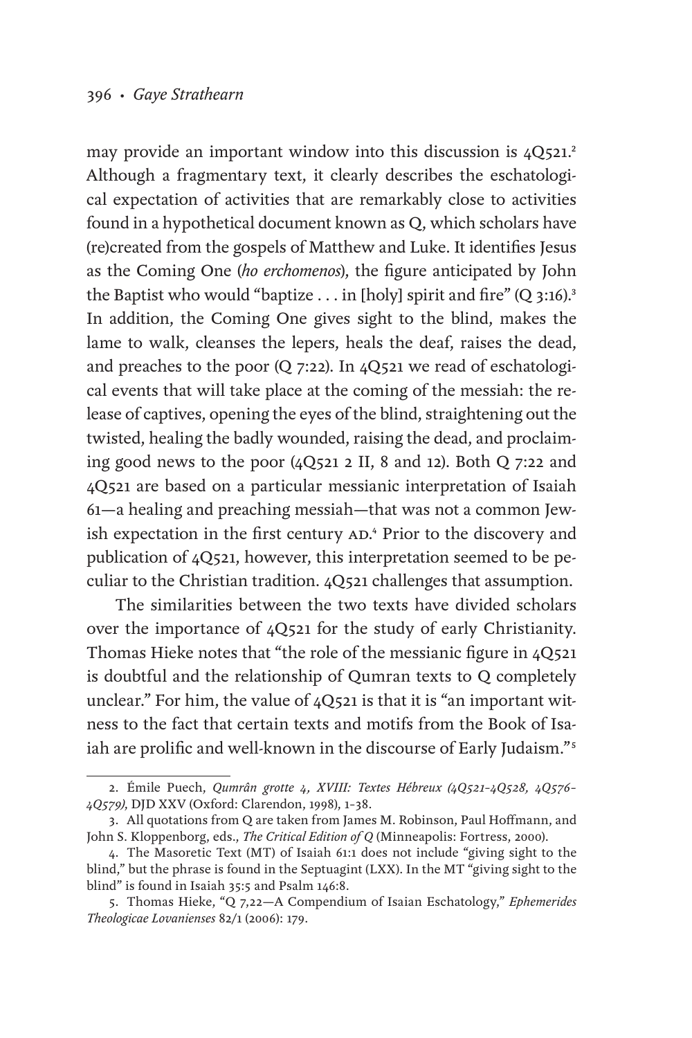may provide an important window into this discussion is 4Q521.[2] Although a fragmentary text, it clearly describes the eschatological expectation of activities that are remarkably close to activities found in a hypothetical document known as Q, which scholars have (re)created from the gospels of Matthew and Luke. It identifies Jesus as the Coming One (*ho erchomenos*), the figure anticipated by John the Baptist who would "baptize . . . in [holy] spirit and fire" (Q 3:16).[3] In addition, the Coming One gives sight to the blind, makes the lame to walk, cleanses the lepers, heals the deaf, raises the dead, and preaches to the poor (Q 7:22). In 4Q521 we read of eschatological events that will take place at the coming of the messiah: the release of captives, opening the eyes of the blind, straightening out the twisted, healing the badly wounded, raising the dead, and proclaiming good news to the poor (4Q521 2 II, 8 and 12). Both Q 7:22 and 4Q521 are based on a particular messianic interpretation of Isaiah 61—a healing and preaching messiah—that was not a common Jewish expectation in the first century AD.[4] Prior to the discovery and publication of 4Q521, however, this interpretation seemed to be peculiar to the Christian tradition. 4Q521 challenges that assumption.

The similarities between the two texts have divided scholars over the importance of 4Q521 for the study of early Christianity. Thomas Hieke notes that "the role of the messianic figure in 4Q521 is doubtful and the relationship of Qumran texts to Q completely unclear." For him, the value of 4Q521 is that it is "an important witness to the fact that certain texts and motifs from the Book of Isaiah are prolific and well-known in the discourse of Early Judaism."[5]

---

2. Émile Puech, *Qumrân grotte 4, XVIII: Textes Hébreux (4Q521–4Q528, 4Q576–4Q579)*, DJD XXV (Oxford: Clarendon, 1998), 1–38.

3. All quotations from Q are taken from James M. Robinson, Paul Hoffmann, and John S. Kloppenborg, eds., *The Critical Edition of Q* (Minneapolis: Fortress, 2000).

4. The Masoretic Text (MT) of Isaiah 61:1 does not include "giving sight to the blind," but the phrase is found in the Septuagint (LXX). In the MT "giving sight to the blind" is found in Isaiah 35:5 and Psalm 146:8.

5. Thomas Hieke, "Q 7,22—A Compendium of Isaian Eschatology," *Ephemerides Theologicae Lovanienses* 82/1 (2006): 179.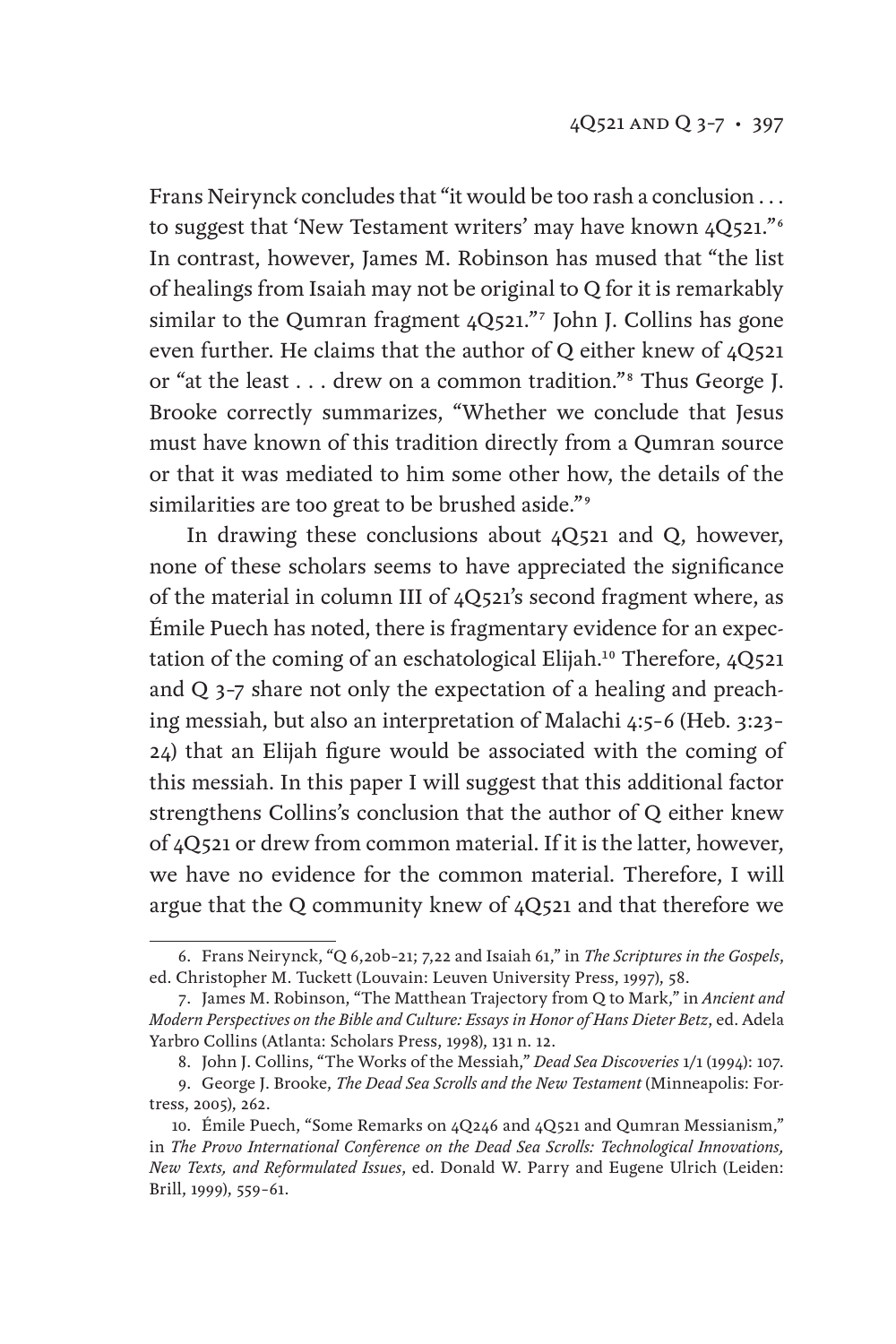Frans Neirynck concludes that "it would be too rash a conclusion . . . to suggest that 'New Testament writers' may have known 4Q521."[6] In contrast, however, James M. Robinson has mused that "the list of healings from Isaiah may not be original to Q for it is remarkably similar to the Qumran fragment 4Q521."[7] John J. Collins has gone even further. He claims that the author of Q either knew of 4Q521 or "at the least . . . drew on a common tradition."[8] Thus George J. Brooke correctly summarizes, "Whether we conclude that Jesus must have known of this tradition directly from a Qumran source or that it was mediated to him some other how, the details of the similarities are too great to be brushed aside."[9]

In drawing these conclusions about 4Q521 and Q, however, none of these scholars seems to have appreciated the significance of the material in column III of 4Q521's second fragment where, as Émile Puech has noted, there is fragmentary evidence for an expectation of the coming of an eschatological Elijah.[10] Therefore, 4Q521 and Q 3–7 share not only the expectation of a healing and preaching messiah, but also an interpretation of Malachi 4:5–6 (Heb. 3:23–24) that an Elijah figure would be associated with the coming of this messiah. In this paper I will suggest that this additional factor strengthens Collins's conclusion that the author of Q either knew of 4Q521 or drew from common material. If it is the latter, however, we have no evidence for the common material. Therefore, I will argue that the Q community knew of 4Q521 and that therefore we

---

6. Frans Neirynck, "Q 6,20b–21; 7,22 and Isaiah 61," in *The Scriptures in the Gospels*, ed. Christopher M. Tuckett (Louvain: Leuven University Press, 1997), 58.

7. James M. Robinson, "The Matthean Trajectory from Q to Mark," in *Ancient and Modern Perspectives on the Bible and Culture: Essays in Honor of Hans Dieter Betz*, ed. Adela Yarbro Collins (Atlanta: Scholars Press, 1998), 131 n. 12.

8. John J. Collins, "The Works of the Messiah," *Dead Sea Discoveries* 1/1 (1994): 107.

9. George J. Brooke, *The Dead Sea Scrolls and the New Testament* (Minneapolis: Fortress, 2005), 262.

10. Émile Puech, "Some Remarks on 4Q246 and 4Q521 and Qumran Messianism," in *The Provo International Conference on the Dead Sea Scrolls: Technological Innovations, New Texts, and Reformulated Issues*, ed. Donald W. Parry and Eugene Ulrich (Leiden: Brill, 1999), 559–61.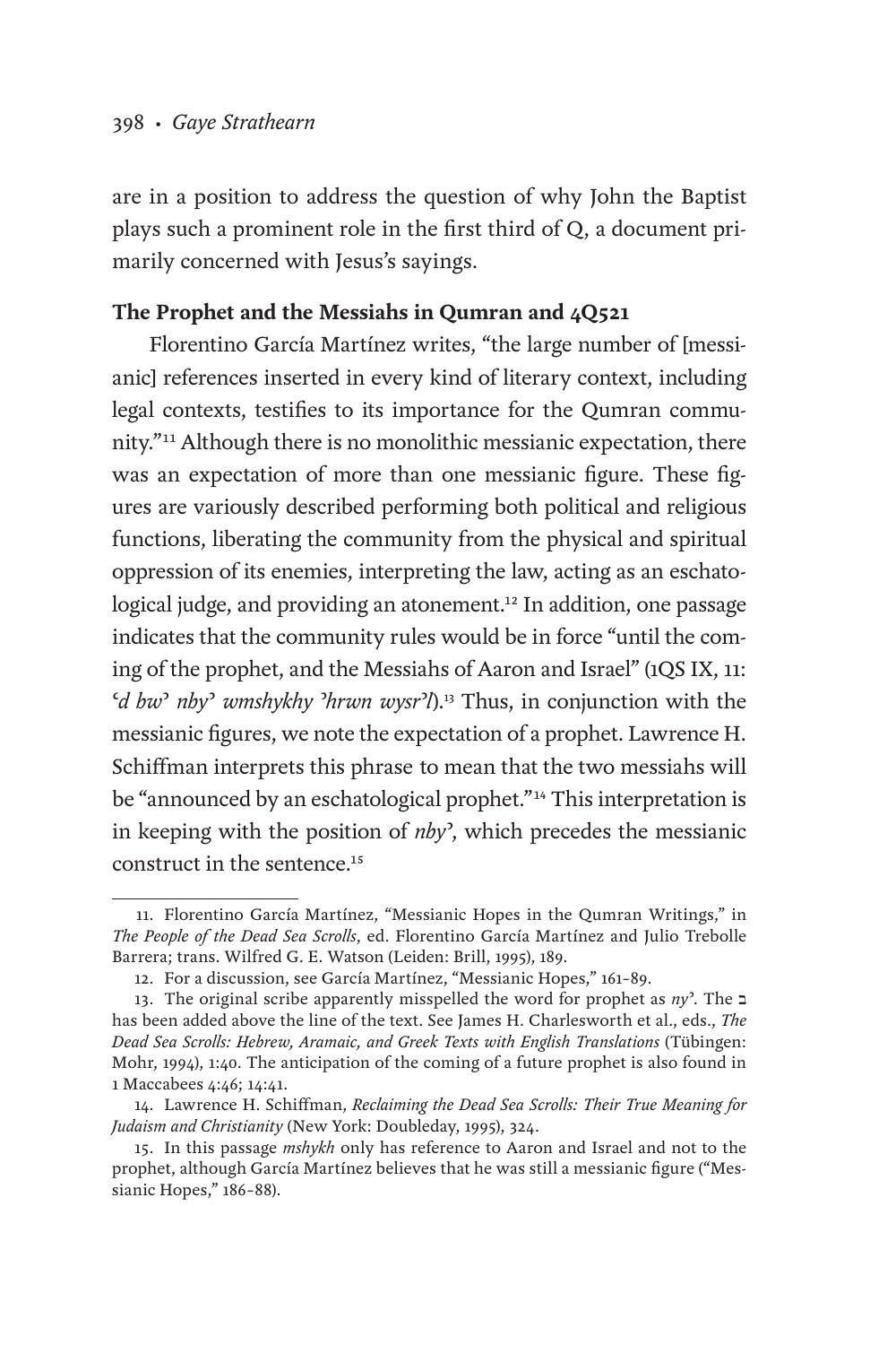are in a position to address the question of why John the Baptist plays such a prominent role in the first third of Q, a document primarily concerned with Jesus's sayings.

### The Prophet and the Messiahs in Qumran and 4Q521

Florentino García Martínez writes, "the large number of [messianic] references inserted in every kind of literary context, including legal contexts, testifies to its importance for the Qumran community."[11] Although there is no monolithic messianic expectation, there was an expectation of more than one messianic figure. These figures are variously described performing both political and religious functions, liberating the community from the physical and spiritual oppression of its enemies, interpreting the law, acting as an eschatological judge, and providing an atonement.[12] In addition, one passage indicates that the community rules would be in force "until the coming of the prophet, and the Messiahs of Aaron and Israel" (1QS IX, 11: *ʿd bwʾ nbyʾ wmshykhy ʾhrwn wysrʾl*).[13] Thus, in conjunction with the messianic figures, we note the expectation of a prophet. Lawrence H. Schiffman interprets this phrase to mean that the two messiahs will be "announced by an eschatological prophet."[14] This interpretation is in keeping with the position of *nbyʾ*, which precedes the messianic construct in the sentence.[15]

---

11. Florentino García Martínez, "Messianic Hopes in the Qumran Writings," in *The People of the Dead Sea Scrolls*, ed. Florentino García Martínez and Julio Trebolle Barrera; trans. Wilfred G. E. Watson (Leiden: Brill, 1995), 189.

12. For a discussion, see García Martínez, "Messianic Hopes," 161–89.

13. The original scribe apparently misspelled the word for prophet as *nyʾ*. The ב has been added above the line of the text. See James H. Charlesworth et al., eds., *The Dead Sea Scrolls: Hebrew, Aramaic, and Greek Texts with English Translations* (Tübingen: Mohr, 1994), 1:40. The anticipation of the coming of a future prophet is also found in 1 Maccabees 4:46; 14:41.

14. Lawrence H. Schiffman, *Reclaiming the Dead Sea Scrolls: Their True Meaning for Judaism and Christianity* (New York: Doubleday, 1995), 324.

15. In this passage *mshykh* only has reference to Aaron and Israel and not to the prophet, although García Martínez believes that he was still a messianic figure ("Messianic Hopes," 186–88).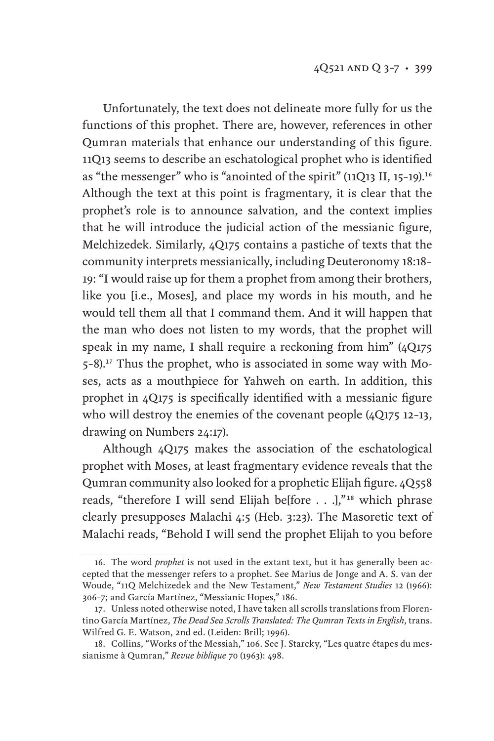Unfortunately, the text does not delineate more fully for us the functions of this prophet. There are, however, references in other Qumran materials that enhance our understanding of this figure. 11Q13 seems to describe an eschatological prophet who is identified as "the messenger" who is "anointed of the spirit" (11Q13 II, 15–19).[16] Although the text at this point is fragmentary, it is clear that the prophet's role is to announce salvation, and the context implies that he will introduce the judicial action of the messianic figure, Melchizedek. Similarly, 4Q175 contains a pastiche of texts that the community interprets messianically, including Deuteronomy 18:18–19: "I would raise up for them a prophet from among their brothers, like you [i.e., Moses], and place my words in his mouth, and he would tell them all that I command them. And it will happen that the man who does not listen to my words, that the prophet will speak in my name, I shall require a reckoning from him" (4Q175 5–8).[17] Thus the prophet, who is associated in some way with Moses, acts as a mouthpiece for Yahweh on earth. In addition, this prophet in 4Q175 is specifically identified with a messianic figure who will destroy the enemies of the covenant people (4Q175 12–13, drawing on Numbers 24:17).

Although 4Q175 makes the association of the eschatological prophet with Moses, at least fragmentary evidence reveals that the Qumran community also looked for a prophetic Elijah figure. 4Q558 reads, "therefore I will send Elijah be[fore . . .],"[18] which phrase clearly presupposes Malachi 4:5 (Heb. 3:23). The Masoretic text of Malachi reads, "Behold I will send the prophet Elijah to you before

---

16. The word *prophet* is not used in the extant text, but it has generally been accepted that the messenger refers to a prophet. See Marius de Jonge and A. S. van der Woude, "11Q Melchizedek and the New Testament," *New Testament Studies* 12 (1966): 306–7; and García Martínez, "Messianic Hopes," 186.

17. Unless noted otherwise noted, I have taken all scrolls translations from Florentino García Martínez, *The Dead Sea Scrolls Translated: The Qumran Texts in English*, trans. Wilfred G. E. Watson, 2nd ed. (Leiden: Brill; 1996).

18. Collins, "Works of the Messiah," 106. See J. Starcky, "Les quatre étapes du messianisme à Qumran," *Revue biblique* 70 (1963): 498.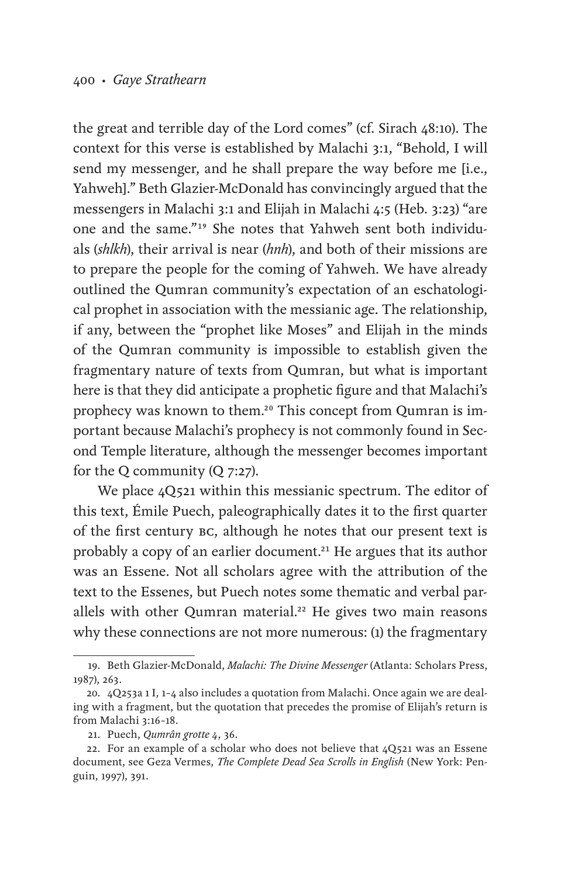the great and terrible day of the Lord comes" (cf. Sirach 48:10). The context for this verse is established by Malachi 3:1, "Behold, I will send my messenger, and he shall prepare the way before me [i.e., Yahweh]." Beth Glazier-McDonald has convincingly argued that the messengers in Malachi 3:1 and Elijah in Malachi 4:5 (Heb. 3:23) "are one and the same."[19] She notes that Yahweh sent both individuals (*shlkh*), their arrival is near (*hnh*), and both of their missions are to prepare the people for the coming of Yahweh. We have already outlined the Qumran community's expectation of an eschatological prophet in association with the messianic age. The relationship, if any, between the "prophet like Moses" and Elijah in the minds of the Qumran community is impossible to establish given the fragmentary nature of texts from Qumran, but what is important here is that they did anticipate a prophetic figure and that Malachi's prophecy was known to them.[20] This concept from Qumran is important because Malachi's prophecy is not commonly found in Second Temple literature, although the messenger becomes important for the Q community (Q 7:27).

We place 4Q521 within this messianic spectrum. The editor of this text, Émile Puech, paleographically dates it to the first quarter of the first century BC, although he notes that our present text is probably a copy of an earlier document.[21] He argues that its author was an Essene. Not all scholars agree with the attribution of the text to the Essenes, but Puech notes some thematic and verbal parallels with other Qumran material.[22] He gives two main reasons why these connections are not more numerous: (1) the fragmentary

---

19. Beth Glazier-McDonald, *Malachi: The Divine Messenger* (Atlanta: Scholars Press, 1987), 263.

20. 4Q253a 1 I, 1–4 also includes a quotation from Malachi. Once again we are dealing with a fragment, but the quotation that precedes the promise of Elijah's return is from Malachi 3:16–18.

21. Puech, *Qumrân grotte 4*, 36.

22. For an example of a scholar who does not believe that 4Q521 was an Essene document, see Geza Vermes, *The Complete Dead Sea Scrolls in English* (New York: Penguin, 1997), 391.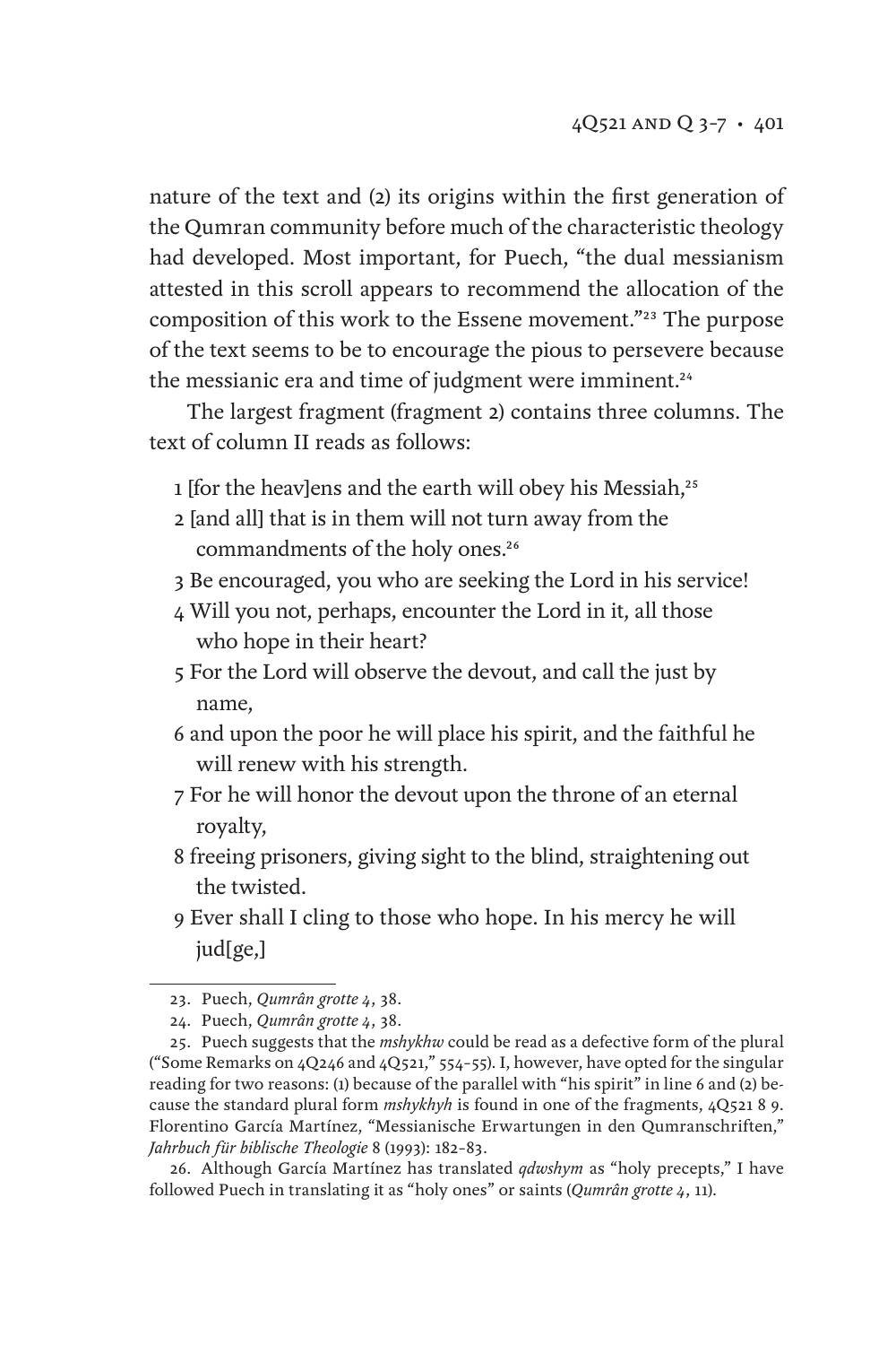nature of the text and (2) its origins within the first generation of the Qumran community before much of the characteristic theology had developed. Most important, for Puech, "the dual messianism attested in this scroll appears to recommend the allocation of the composition of this work to the Essene movement."[23] The purpose of the text seems to be to encourage the pious to persevere because the messianic era and time of judgment were imminent.[24]

The largest fragment (fragment 2) contains three columns. The text of column II reads as follows:

1 [for the heav]ens and the earth will obey his Messiah,[25]
2 [and all] that is in them will not turn away from the commandments of the holy ones.[26]
3 Be encouraged, you who are seeking the Lord in his service!
4 Will you not, perhaps, encounter the Lord in it, all those who hope in their heart?
5 For the Lord will observe the devout, and call the just by name,
6 and upon the poor he will place his spirit, and the faithful he will renew with his strength.
7 For he will honor the devout upon the throne of an eternal royalty,
8 freeing prisoners, giving sight to the blind, straightening out the twisted.
9 Ever shall I cling to those who hope. In his mercy he will jud[ge,]

---

23. Puech, *Qumrân grotte 4*, 38.

24. Puech, *Qumrân grotte 4*, 38.

25. Puech suggests that the *mshykhw* could be read as a defective form of the plural ("Some Remarks on 4Q246 and 4Q521," 554–55). I, however, have opted for the singular reading for two reasons: (1) because of the parallel with "his spirit" in line 6 and (2) because the standard plural form *mshykhyh* is found in one of the fragments, 4Q521 8 9. Florentino García Martínez, "Messianische Erwartungen in den Qumranschriften," *Jahrbuch für biblische Theologie* 8 (1993): 182–83.

26. Although García Martínez has translated *qdwshym* as "holy precepts," I have followed Puech in translating it as "holy ones" or saints (*Qumrân grotte 4*, 11).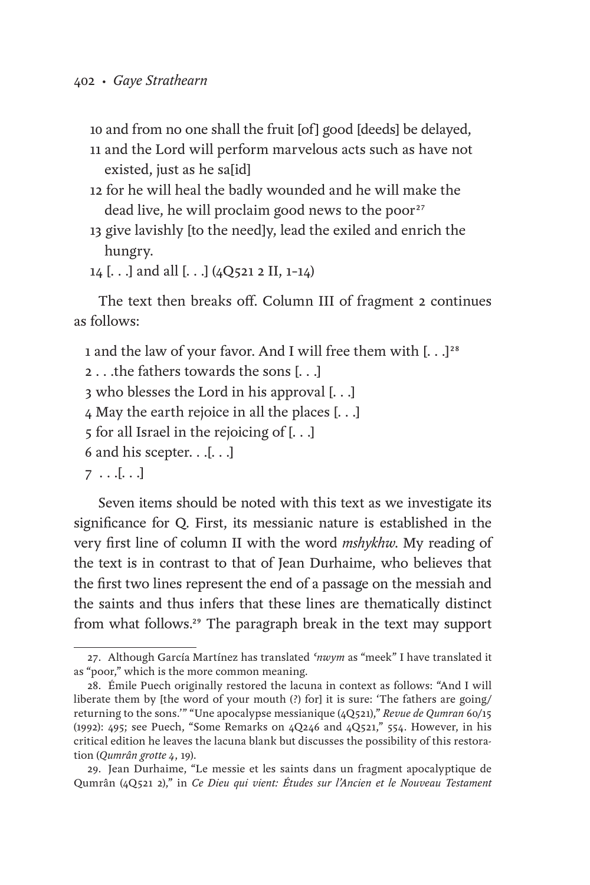10 and from no one shall the fruit [of] good [deeds] be delayed,
11 and the Lord will perform marvelous acts such as have not existed, just as he sa[id]
12 for he will heal the badly wounded and he will make the dead live, he will proclaim good news to the poor[27]
13 give lavishly [to the need]y, lead the exiled and enrich the hungry.
14 [. . .] and all [. . .] (4Q521 2 II, 1–14)

The text then breaks off. Column III of fragment 2 continues as follows:

1 and the law of your favor. And I will free them with [. . .][28]
2 . . .the fathers towards the sons [. . .]
3 who blesses the Lord in his approval [. . .]
4 May the earth rejoice in all the places [. . .]
5 for all Israel in the rejoicing of [. . .]
6 and his scepter. . .[. . .]
7 . . .[. . .]

Seven items should be noted with this text as we investigate its significance for Q. First, its messianic nature is established in the very first line of column II with the word *mshykhw*. My reading of the text is in contrast to that of Jean Durhaime, who believes that the first two lines represent the end of a passage on the messiah and the saints and thus infers that these lines are thematically distinct from what follows.[29] The paragraph break in the text may support

---

27. Although García Martínez has translated *ʿnwym* as "meek" I have translated it as "poor," which is the more common meaning.

28. Émile Puech originally restored the lacuna in context as follows: "And I will liberate them by [the word of your mouth (?) for] it is sure: 'The fathers are going/returning to the sons.'" "Une apocalypse messianique (4Q521)," *Revue de Qumran* 60/15 (1992): 495; see Puech, "Some Remarks on 4Q246 and 4Q521," 554. However, in his critical edition he leaves the lacuna blank but discusses the possibility of this restoration (*Qumrân grotte 4*, 19).

29. Jean Durhaime, "Le messie et les saints dans un fragment apocalyptique de Qumrân (4Q521 2)," in *Ce Dieu qui vient: Études sur l'Ancien et le Nouveau Testament*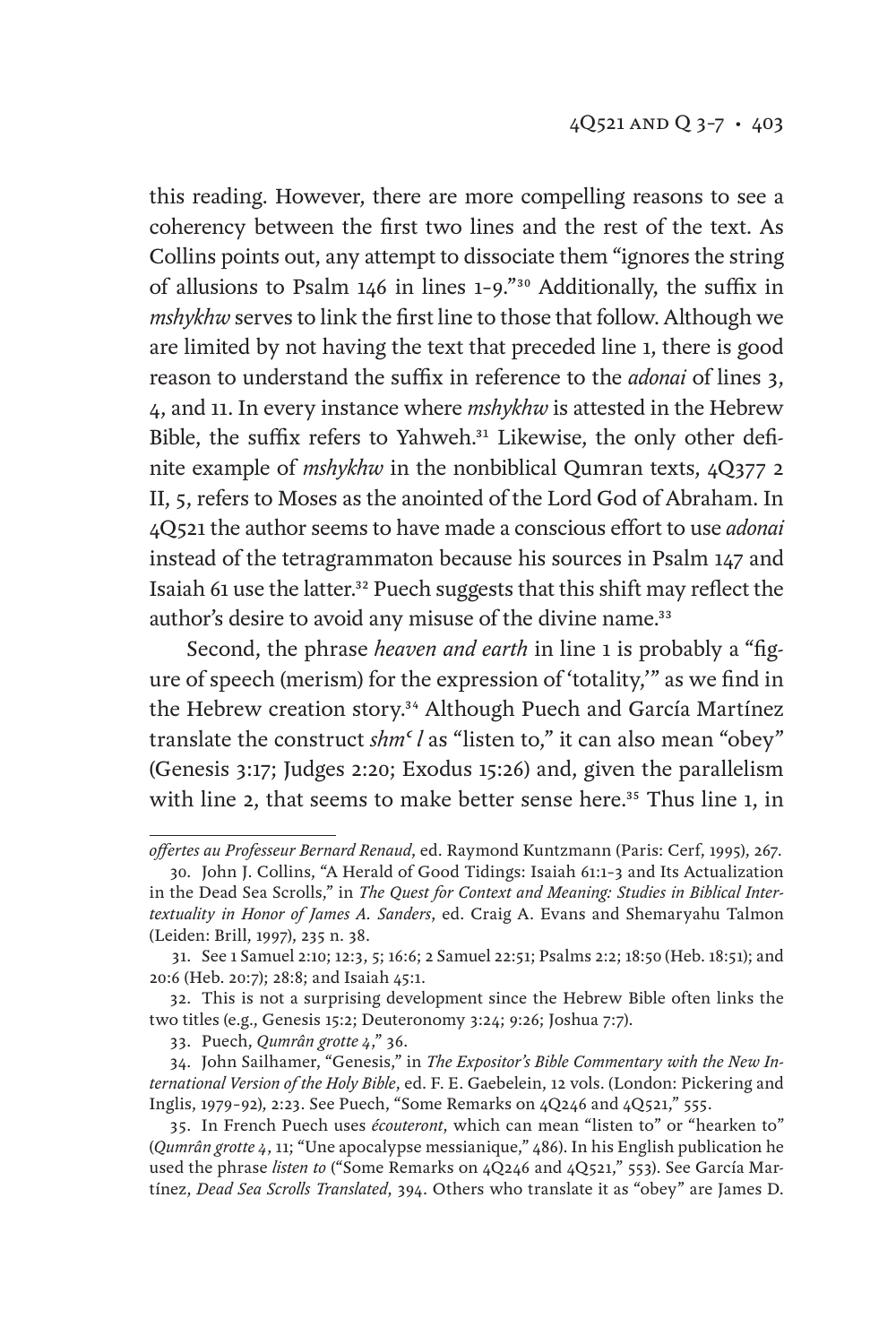this reading. However, there are more compelling reasons to see a coherency between the first two lines and the rest of the text. As Collins points out, any attempt to dissociate them "ignores the string of allusions to Psalm 146 in lines 1–9."[30] Additionally, the suffix in *mshykhw* serves to link the first line to those that follow. Although we are limited by not having the text that preceded line 1, there is good reason to understand the suffix in reference to the *adonai* of lines 3, 4, and 11. In every instance where *mshykhw* is attested in the Hebrew Bible, the suffix refers to Yahweh.[31] Likewise, the only other definite example of *mshykhw* in the nonbiblical Qumran texts, 4Q377 2 II, 5, refers to Moses as the anointed of the Lord God of Abraham. In 4Q521 the author seems to have made a conscious effort to use *adonai* instead of the tetragrammaton because his sources in Psalm 147 and Isaiah 61 use the latter.[32] Puech suggests that this shift may reflect the author's desire to avoid any misuse of the divine name.[33]

Second, the phrase *heaven and earth* in line 1 is probably a "figure of speech (merism) for the expression of 'totality,'" as we find in the Hebrew creation story.[34] Although Puech and García Martínez translate the construct *shmʿ l* as "listen to," it can also mean "obey" (Genesis 3:17; Judges 2:20; Exodus 15:26) and, given the parallelism with line 2, that seems to make better sense here.[35] Thus line 1, in

---

*offertes au Professeur Bernard Renaud*, ed. Raymond Kuntzmann (Paris: Cerf, 1995), 267.

30. John J. Collins, "A Herald of Good Tidings: Isaiah 61:1–3 and Its Actualization in the Dead Sea Scrolls," in *The Quest for Context and Meaning: Studies in Biblical Intertextuality in Honor of James A. Sanders*, ed. Craig A. Evans and Shemaryahu Talmon (Leiden: Brill, 1997), 235 n. 38.

31. See 1 Samuel 2:10; 12:3, 5; 16:6; 2 Samuel 22:51; Psalms 2:2; 18:50 (Heb. 18:51); and 20:6 (Heb. 20:7); 28:8; and Isaiah 45:1.

32. This is not a surprising development since the Hebrew Bible often links the two titles (e.g., Genesis 15:2; Deuteronomy 3:24; 9:26; Joshua 7:7).

33. Puech, *Qumrân grotte 4*," 36.

34. John Sailhamer, "Genesis," in *The Expositor's Bible Commentary with the New International Version of the Holy Bible*, ed. F. E. Gaebelein, 12 vols. (London: Pickering and Inglis, 1979–92), 2:23. See Puech, "Some Remarks on 4Q246 and 4Q521," 555.

35. In French Puech uses *écouteront*, which can mean "listen to" or "hearken to" (*Qumrân grotte 4*, 11; "Une apocalypse messianique," 486). In his English publication he used the phrase *listen to* ("Some Remarks on 4Q246 and 4Q521," 553). See García Martínez, *Dead Sea Scrolls Translated*, 394. Others who translate it as "obey" are James D.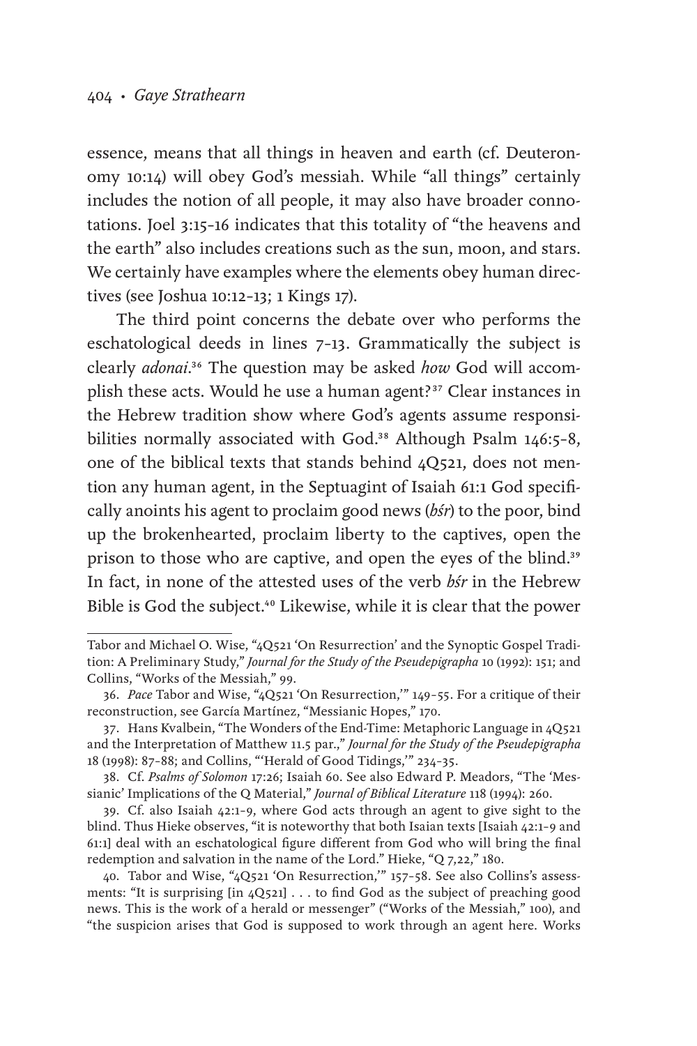essence, means that all things in heaven and earth (cf. Deuteronomy 10:14) will obey God's messiah. While "all things" certainly includes the notion of all people, it may also have broader connotations. Joel 3:15–16 indicates that this totality of "the heavens and the earth" also includes creations such as the sun, moon, and stars. We certainly have examples where the elements obey human directives (see Joshua 10:12–13; 1 Kings 17).

The third point concerns the debate over who performs the eschatological deeds in lines 7–13. Grammatically the subject is clearly *adonai*.[36] The question may be asked *how* God will accomplish these acts. Would he use a human agent?[37] Clear instances in the Hebrew tradition show where God's agents assume responsibilities normally associated with God.[38] Although Psalm 146:5–8, one of the biblical texts that stands behind 4Q521, does not mention any human agent, in the Septuagint of Isaiah 61:1 God specifically anoints his agent to proclaim good news (*bśr*) to the poor, bind up the brokenhearted, proclaim liberty to the captives, open the prison to those who are captive, and open the eyes of the blind.[39] In fact, in none of the attested uses of the verb *bśr* in the Hebrew Bible is God the subject.[40] Likewise, while it is clear that the power

---

Tabor and Michael O. Wise, "4Q521 'On Resurrection' and the Synoptic Gospel Tradition: A Preliminary Study," *Journal for the Study of the Pseudepigrapha* 10 (1992): 151; and Collins, "Works of the Messiah," 99.

36. *Pace* Tabor and Wise, "4Q521 'On Resurrection,'" 149–55. For a critique of their reconstruction, see García Martínez, "Messianic Hopes," 170.

37. Hans Kvalbein, "The Wonders of the End-Time: Metaphoric Language in 4Q521 and the Interpretation of Matthew 11.5 par.," *Journal for the Study of the Pseudepigrapha* 18 (1998): 87–88; and Collins, "'Herald of Good Tidings,'" 234–35.

38. Cf. *Psalms of Solomon* 17:26; Isaiah 60. See also Edward P. Meadors, "The 'Messianic' Implications of the Q Material," *Journal of Biblical Literature* 118 (1994): 260.

39. Cf. also Isaiah 42:1–9, where God acts through an agent to give sight to the blind. Thus Hieke observes, "it is noteworthy that both Isaian texts [Isaiah 42:1–9 and 61:1] deal with an eschatological figure different from God who will bring the final redemption and salvation in the name of the Lord." Hieke, "Q 7,22," 180.

40. Tabor and Wise, "4Q521 'On Resurrection,'" 157–58. See also Collins's assessments: "It is surprising [in 4Q521] . . . to find God as the subject of preaching good news. This is the work of a herald or messenger" ("Works of the Messiah," 100), and "the suspicion arises that God is supposed to work through an agent here. Works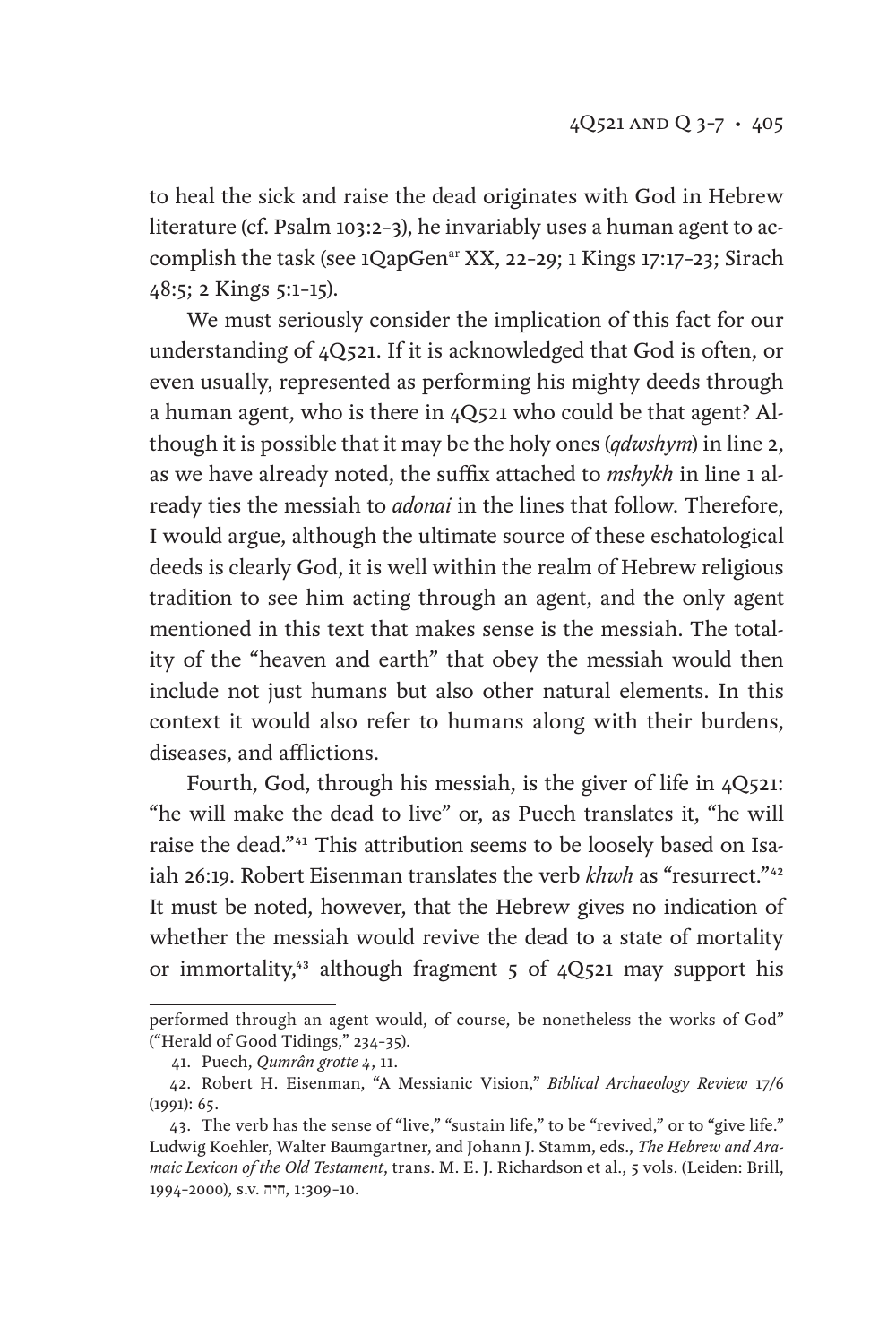to heal the sick and raise the dead originates with God in Hebrew literature (cf. Psalm 103:2–3), he invariably uses a human agent to accomplish the task (see 1QapGen[ar] XX, 22–29; 1 Kings 17:17–23; Sirach 48:5; 2 Kings 5:1–15).

We must seriously consider the implication of this fact for our understanding of 4Q521. If it is acknowledged that God is often, or even usually, represented as performing his mighty deeds through a human agent, who is there in 4Q521 who could be that agent? Although it is possible that it may be the holy ones (*qdwshym*) in line 2, as we have already noted, the suffix attached to *mshykh* in line 1 already ties the messiah to *adonai* in the lines that follow. Therefore, I would argue, although the ultimate source of these eschatological deeds is clearly God, it is well within the realm of Hebrew religious tradition to see him acting through an agent, and the only agent mentioned in this text that makes sense is the messiah. The totality of the "heaven and earth" that obey the messiah would then include not just humans but also other natural elements. In this context it would also refer to humans along with their burdens, diseases, and afflictions.

Fourth, God, through his messiah, is the giver of life in 4Q521: "he will make the dead to live" or, as Puech translates it, "he will raise the dead."[41] This attribution seems to be loosely based on Isaiah 26:19. Robert Eisenman translates the verb *khwh* as "resurrect."[42] It must be noted, however, that the Hebrew gives no indication of whether the messiah would revive the dead to a state of mortality or immortality,[43] although fragment 5 of 4Q521 may support his

---

performed through an agent would, of course, be nonetheless the works of God" ("Herald of Good Tidings," 234–35).

41. Puech, *Qumrân grotte 4*, 11.

42. Robert H. Eisenman, "A Messianic Vision," *Biblical Archaeology Review* 17/6 (1991): 65.

43. The verb has the sense of "live," "sustain life," to be "revived," or to "give life." Ludwig Koehler, Walter Baumgartner, and Johann J. Stamm, eds., *The Hebrew and Aramaic Lexicon of the Old Testament*, trans. M. E. J. Richardson et al., 5 vols. (Leiden: Brill, 1994–2000), s.v. חיה, 1:309–10.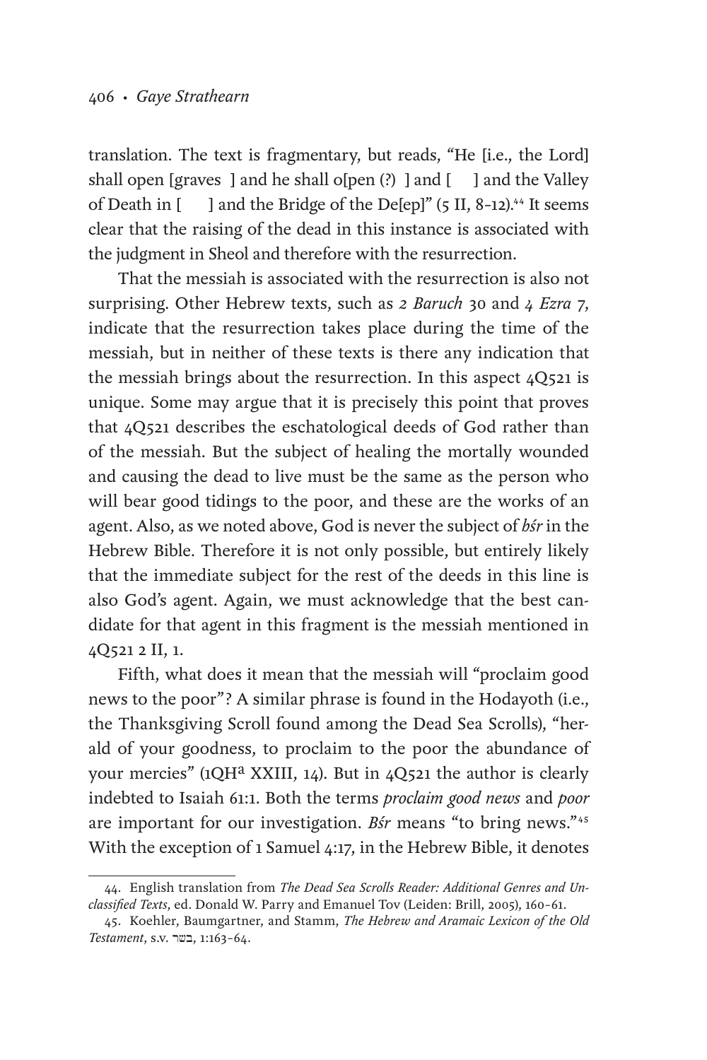translation. The text is fragmentary, but reads, "He [i.e., the Lord] shall open [graves ] and he shall o[pen (?) ] and [ ] and the Valley of Death in [ ] and the Bridge of the De[ep]" (5 II, 8–12).[44] It seems clear that the raising of the dead in this instance is associated with the judgment in Sheol and therefore with the resurrection.

That the messiah is associated with the resurrection is also not surprising. Other Hebrew texts, such as *2 Baruch* 30 and *4 Ezra* 7, indicate that the resurrection takes place during the time of the messiah, but in neither of these texts is there any indication that the messiah brings about the resurrection. In this aspect 4Q521 is unique. Some may argue that it is precisely this point that proves that 4Q521 describes the eschatological deeds of God rather than of the messiah. But the subject of healing the mortally wounded and causing the dead to live must be the same as the person who will bear good tidings to the poor, and these are the works of an agent. Also, as we noted above, God is never the subject of *bśr* in the Hebrew Bible. Therefore it is not only possible, but entirely likely that the immediate subject for the rest of the deeds in this line is also God's agent. Again, we must acknowledge that the best candidate for that agent in this fragment is the messiah mentioned in 4Q521 2 II, 1.

Fifth, what does it mean that the messiah will "proclaim good news to the poor"? A similar phrase is found in the Hodayoth (i.e., the Thanksgiving Scroll found among the Dead Sea Scrolls), "herald of your goodness, to proclaim to the poor the abundance of your mercies" (1QH$^{a}$ XXIII, 14). But in 4Q521 the author is clearly indebted to Isaiah 61:1. Both the terms *proclaim good news* and *poor* are important for our investigation. *Bśr* means "to bring news."[45] With the exception of 1 Samuel 4:17, in the Hebrew Bible, it denotes

---

44. English translation from *The Dead Sea Scrolls Reader: Additional Genres and Unclassified Texts*, ed. Donald W. Parry and Emanuel Tov (Leiden: Brill, 2005), 160–61.

45. Koehler, Baumgartner, and Stamm, *The Hebrew and Aramaic Lexicon of the Old Testament*, s.v. בשר, 1:163–64.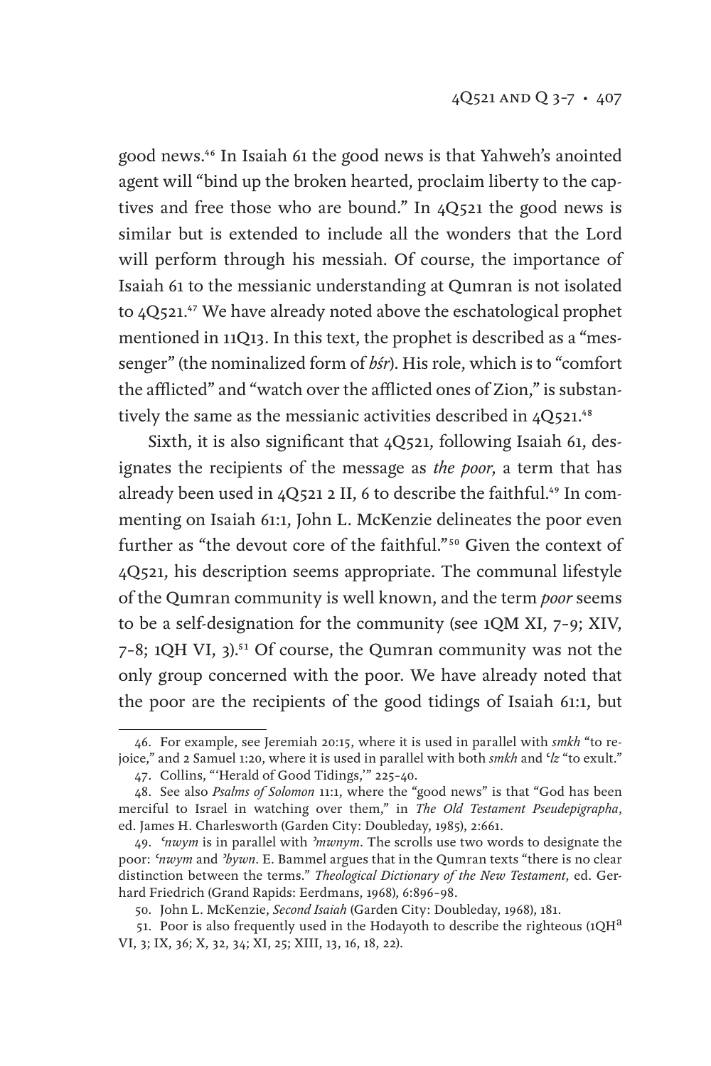good news.[46] In Isaiah 61 the good news is that Yahweh's anointed agent will "bind up the broken hearted, proclaim liberty to the captives and free those who are bound." In 4Q521 the good news is similar but is extended to include all the wonders that the Lord will perform through his messiah. Of course, the importance of Isaiah 61 to the messianic understanding at Qumran is not isolated to 4Q521.[47] We have already noted above the eschatological prophet mentioned in 11Q13. In this text, the prophet is described as a "messenger" (the nominalized form of *bśr*). His role, which is to "comfort the afflicted" and "watch over the afflicted ones of Zion," is substantively the same as the messianic activities described in 4Q521.[48]

Sixth, it is also significant that 4Q521, following Isaiah 61, designates the recipients of the message as *the poor*, a term that has already been used in 4Q521 2 II, 6 to describe the faithful.[49] In commenting on Isaiah 61:1, John L. McKenzie delineates the poor even further as "the devout core of the faithful."[50] Given the context of 4Q521, his description seems appropriate. The communal lifestyle of the Qumran community is well known, and the term *poor* seems to be a self-designation for the community (see 1QM XI, 7–9; XIV, 7–8; 1QH VI, 3).[51] Of course, the Qumran community was not the only group concerned with the poor. We have already noted that the poor are the recipients of the good tidings of Isaiah 61:1, but

---

46. For example, see Jeremiah 20:15, where it is used in parallel with *smkh* "to rejoice," and 2 Samuel 1:20, where it is used in parallel with both *smkh* and *ʿlz* "to exult."

47. Collins, "'Herald of Good Tidings,'" 225–40.

48. See also *Psalms of Solomon* 11:1, where the "good news" is that "God has been merciful to Israel in watching over them," in *The Old Testament Pseudepigrapha*, ed. James H. Charlesworth (Garden City: Doubleday, 1985), 2:661.

49. *ʿnwym* is in parallel with *ʾmwnym*. The scrolls use two words to designate the poor: *ʿnwym* and *ʾbywn*. E. Bammel argues that in the Qumran texts "there is no clear distinction between the terms." *Theological Dictionary of the New Testament*, ed. Gerhard Friedrich (Grand Rapids: Eerdmans, 1968), 6:896–98.

50. John L. McKenzie, *Second Isaiah* (Garden City: Doubleday, 1968), 181.

51. Poor is also frequently used in the Hodayoth to describe the righteous (1QH$^{a}$ VI, 3; IX, 36; X, 32, 34; XI, 25; XIII, 13, 16, 18, 22).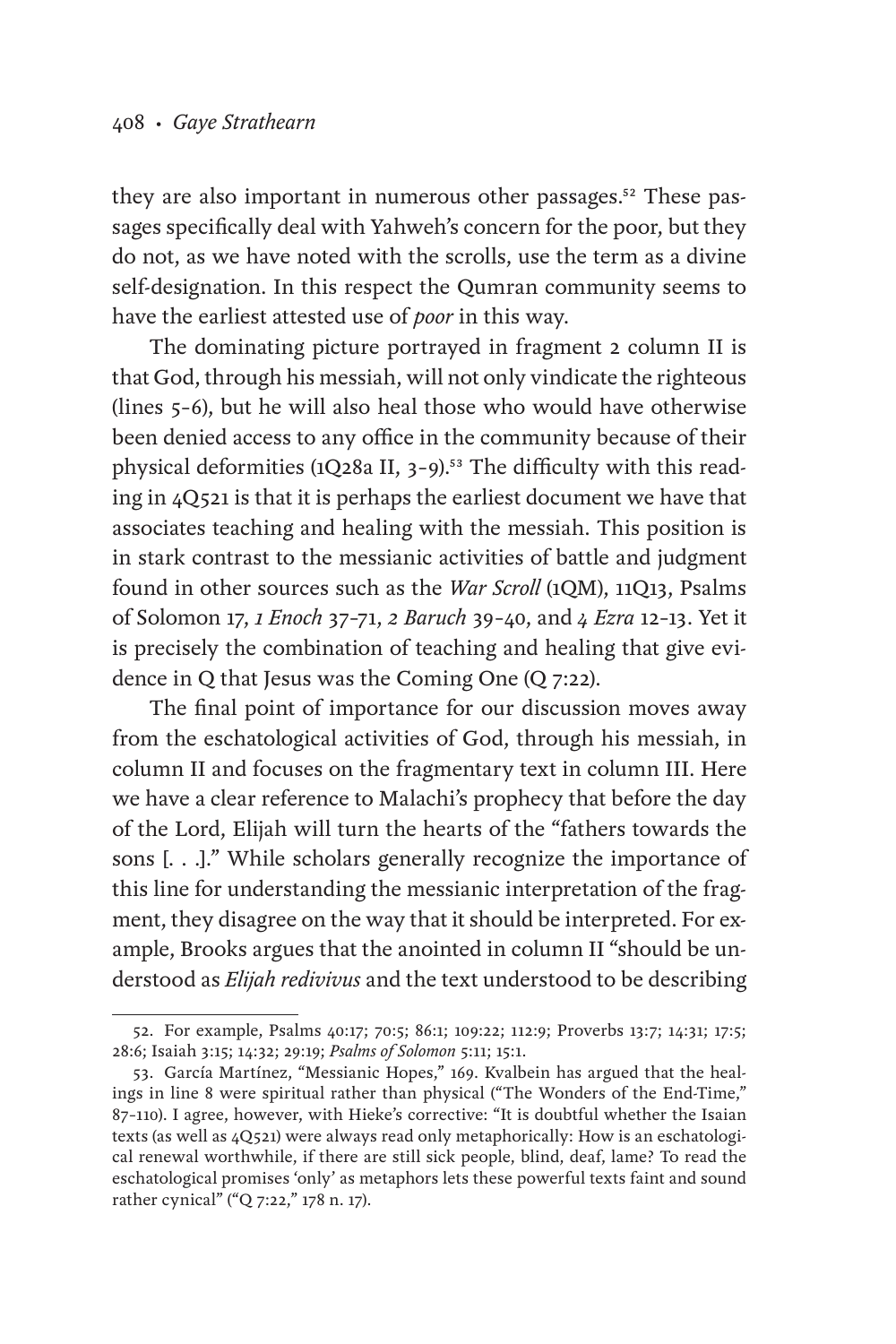they are also important in numerous other passages.[52] These passages specifically deal with Yahweh's concern for the poor, but they do not, as we have noted with the scrolls, use the term as a divine self-designation. In this respect the Qumran community seems to have the earliest attested use of *poor* in this way.

The dominating picture portrayed in fragment 2 column II is that God, through his messiah, will not only vindicate the righteous (lines 5–6), but he will also heal those who would have otherwise been denied access to any office in the community because of their physical deformities (1Q28a II, 3–9).[53] The difficulty with this reading in 4Q521 is that it is perhaps the earliest document we have that associates teaching and healing with the messiah. This position is in stark contrast to the messianic activities of battle and judgment found in other sources such as the *War Scroll* (1QM), 11Q13, Psalms of Solomon 17, *1 Enoch* 37–71, *2 Baruch* 39–40, and *4 Ezra* 12–13. Yet it is precisely the combination of teaching and healing that give evidence in Q that Jesus was the Coming One (Q 7:22).

The final point of importance for our discussion moves away from the eschatological activities of God, through his messiah, in column II and focuses on the fragmentary text in column III. Here we have a clear reference to Malachi's prophecy that before the day of the Lord, Elijah will turn the hearts of the "fathers towards the sons [. . .]." While scholars generally recognize the importance of this line for understanding the messianic interpretation of the fragment, they disagree on the way that it should be interpreted. For example, Brooks argues that the anointed in column II "should be understood as *Elijah redivivus* and the text understood to be describing

---

52. For example, Psalms 40:17; 70:5; 86:1; 109:22; 112:9; Proverbs 13:7; 14:31; 17:5; 28:6; Isaiah 3:15; 14:32; 29:19; *Psalms of Solomon* 5:11; 15:1.

53. García Martínez, "Messianic Hopes," 169. Kvalbein has argued that the healings in line 8 were spiritual rather than physical ("The Wonders of the End-Time," 87–110). I agree, however, with Hieke's corrective: "It is doubtful whether the Isaian texts (as well as 4Q521) were always read only metaphorically: How is an eschatological renewal worthwhile, if there are still sick people, blind, deaf, lame? To read the eschatological promises 'only' as metaphors lets these powerful texts faint and sound rather cynical" ("Q 7:22," 178 n. 17).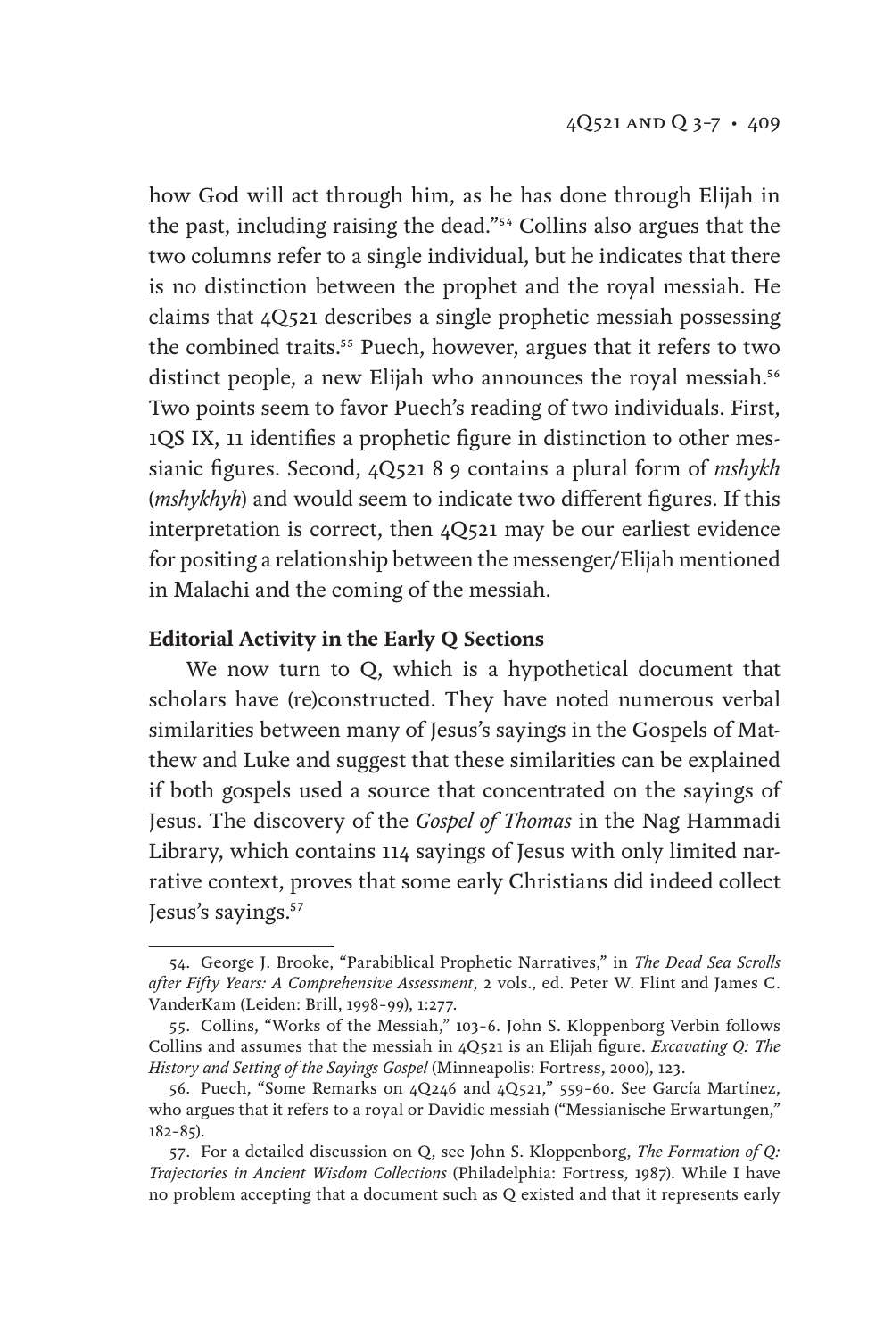how God will act through him, as he has done through Elijah in the past, including raising the dead."[54] Collins also argues that the two columns refer to a single individual, but he indicates that there is no distinction between the prophet and the royal messiah. He claims that 4Q521 describes a single prophetic messiah possessing the combined traits.[55] Puech, however, argues that it refers to two distinct people, a new Elijah who announces the royal messiah.[56] Two points seem to favor Puech's reading of two individuals. First, 1QS IX, 11 identifies a prophetic figure in distinction to other messianic figures. Second, 4Q521 8 9 contains a plural form of *mshykh* (*mshykhyh*) and would seem to indicate two different figures. If this interpretation is correct, then 4Q521 may be our earliest evidence for positing a relationship between the messenger/Elijah mentioned in Malachi and the coming of the messiah.

**Editorial Activity in the Early Q Sections**

We now turn to Q, which is a hypothetical document that scholars have (re)constructed. They have noted numerous verbal similarities between many of Jesus's sayings in the Gospels of Matthew and Luke and suggest that these similarities can be explained if both gospels used a source that concentrated on the sayings of Jesus. The discovery of the *Gospel of Thomas* in the Nag Hammadi Library, which contains 114 sayings of Jesus with only limited narrative context, proves that some early Christians did indeed collect Jesus's sayings.[57]

---

54. George J. Brooke, "Parabiblical Prophetic Narratives," in *The Dead Sea Scrolls after Fifty Years: A Comprehensive Assessment*, 2 vols., ed. Peter W. Flint and James C. VanderKam (Leiden: Brill, 1998–99), 1:277.

55. Collins, "Works of the Messiah," 103–6. John S. Kloppenborg Verbin follows Collins and assumes that the messiah in 4Q521 is an Elijah figure. *Excavating Q: The History and Setting of the Sayings Gospel* (Minneapolis: Fortress, 2000), 123.

56. Puech, "Some Remarks on 4Q246 and 4Q521," 559–60. See García Martínez, who argues that it refers to a royal or Davidic messiah ("Messianische Erwartungen," 182–85).

57. For a detailed discussion on Q, see John S. Kloppenborg, *The Formation of Q: Trajectories in Ancient Wisdom Collections* (Philadelphia: Fortress, 1987). While I have no problem accepting that a document such as Q existed and that it represents early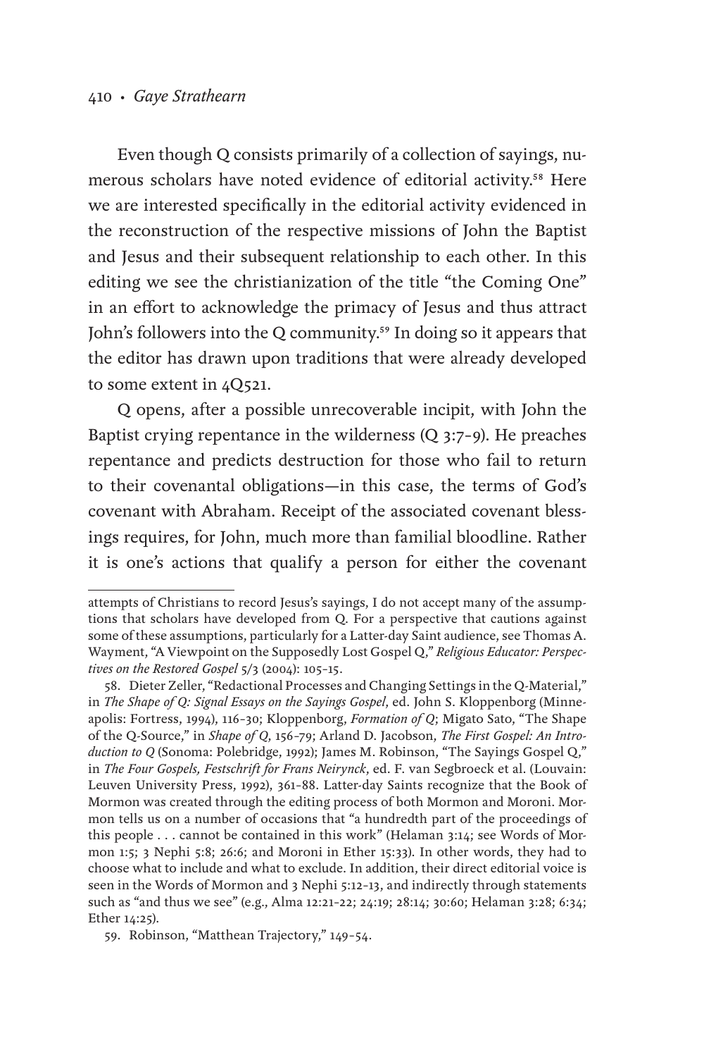Even though Q consists primarily of a collection of sayings, numerous scholars have noted evidence of editorial activity.[58] Here we are interested specifically in the editorial activity evidenced in the reconstruction of the respective missions of John the Baptist and Jesus and their subsequent relationship to each other. In this editing we see the christianization of the title "the Coming One" in an effort to acknowledge the primacy of Jesus and thus attract John's followers into the Q community.[59] In doing so it appears that the editor has drawn upon traditions that were already developed to some extent in 4Q521.

Q opens, after a possible unrecoverable incipit, with John the Baptist crying repentance in the wilderness (Q 3:7–9). He preaches repentance and predicts destruction for those who fail to return to their covenantal obligations—in this case, the terms of God's covenant with Abraham. Receipt of the associated covenant blessings requires, for John, much more than familial bloodline. Rather it is one's actions that qualify a person for either the covenant

---

attempts of Christians to record Jesus's sayings, I do not accept many of the assumptions that scholars have developed from Q. For a perspective that cautions against some of these assumptions, particularly for a Latter-day Saint audience, see Thomas A. Wayment, "A Viewpoint on the Supposedly Lost Gospel Q," *Religious Educator: Perspectives on the Restored Gospel* 5/3 (2004): 105–15.

58. Dieter Zeller, "Redactional Processes and Changing Settings in the Q-Material," in *The Shape of Q: Signal Essays on the Sayings Gospel*, ed. John S. Kloppenborg (Minneapolis: Fortress, 1994), 116–30; Kloppenborg, *Formation of Q*; Migato Sato, "The Shape of the Q-Source," in *Shape of Q*, 156–79; Arland D. Jacobson, *The First Gospel: An Introduction to Q* (Sonoma: Polebridge, 1992); James M. Robinson, "The Sayings Gospel Q," in *The Four Gospels, Festschrift for Frans Neirynck*, ed. F. van Segbroeck et al. (Louvain: Leuven University Press, 1992), 361–88. Latter-day Saints recognize that the Book of Mormon was created through the editing process of both Mormon and Moroni. Mormon tells us on a number of occasions that "a hundredth part of the proceedings of this people . . . cannot be contained in this work" (Helaman 3:14; see Words of Mormon 1:5; 3 Nephi 5:8; 26:6; and Moroni in Ether 15:33). In other words, they had to choose what to include and what to exclude. In addition, their direct editorial voice is seen in the Words of Mormon and 3 Nephi 5:12–13, and indirectly through statements such as "and thus we see" (e.g., Alma 12:21–22; 24:19; 28:14; 30:60; Helaman 3:28; 6:34; Ether 14:25).

59. Robinson, "Matthean Trajectory," 149–54.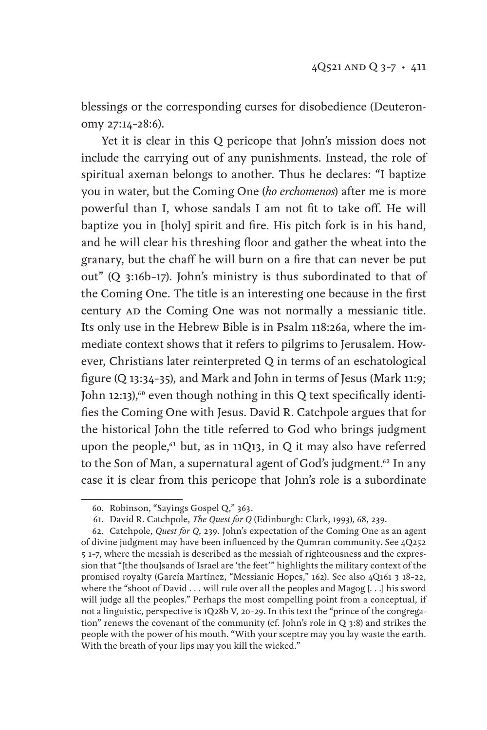blessings or the corresponding curses for disobedience (Deuteronomy 27:14–28:6).

Yet it is clear in this Q pericope that John's mission does not include the carrying out of any punishments. Instead, the role of spiritual axeman belongs to another. Thus he declares: "I baptize you in water, but the Coming One (*ho erchomenos*) after me is more powerful than I, whose sandals I am not fit to take off. He will baptize you in [holy] spirit and fire. His pitch fork is in his hand, and he will clear his threshing floor and gather the wheat into the granary, but the chaff he will burn on a fire that can never be put out" (Q 3:16b–17). John's ministry is thus subordinated to that of the Coming One. The title is an interesting one because in the first century AD the Coming One was not normally a messianic title. Its only use in the Hebrew Bible is in Psalm 118:26a, where the immediate context shows that it refers to pilgrims to Jerusalem. However, Christians later reinterpreted Q in terms of an eschatological figure (Q 13:34–35), and Mark and John in terms of Jesus (Mark 11:9; John 12:13),[60] even though nothing in this Q text specifically identifies the Coming One with Jesus. David R. Catchpole argues that for the historical John the title referred to God who brings judgment upon the people,[61] but, as in 11Q13, in Q it may also have referred to the Son of Man, a supernatural agent of God's judgment.[62] In any case it is clear from this pericope that John's role is a subordinate

60. Robinson, "Sayings Gospel Q," 363.

61. David R. Catchpole, *The Quest for Q* (Edinburgh: Clark, 1993), 68, 239.

62. Catchpole, *Quest for Q*, 239. John's expectation of the Coming One as an agent of divine judgment may have been influenced by the Qumran community. See 4Q252 5 1–7, where the messiah is described as the messiah of righteousness and the expression that "[the thou]sands of Israel are 'the feet'" highlights the military context of the promised royalty (García Martínez, "Messianic Hopes," 162). See also 4Q161 3 18–22, where the "shoot of David . . . will rule over all the peoples and Magog [. . .] his sword will judge all the peoples." Perhaps the most compelling point from a conceptual, if not a linguistic, perspective is 1Q28b V, 20–29. In this text the "prince of the congregation" renews the covenant of the community (cf. John's role in Q 3:8) and strikes the people with the power of his mouth. "With your sceptre may you lay waste the earth. With the breath of your lips may you kill the wicked."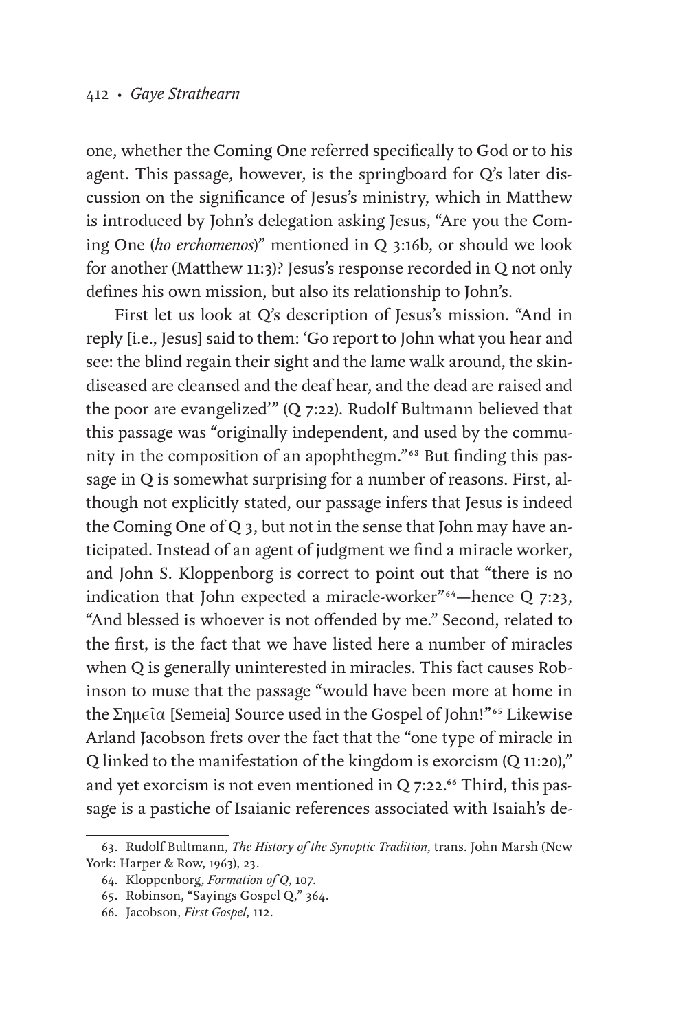one, whether the Coming One referred specifically to God or to his agent. This passage, however, is the springboard for Q's later discussion on the significance of Jesus's ministry, which in Matthew is introduced by John's delegation asking Jesus, "Are you the Coming One (*ho erchomenos*)" mentioned in Q 3:16b, or should we look for another (Matthew 11:3)? Jesus's response recorded in Q not only defines his own mission, but also its relationship to John's.

First let us look at Q's description of Jesus's mission. "And in reply [i.e., Jesus] said to them: 'Go report to John what you hear and see: the blind regain their sight and the lame walk around, the skin-diseased are cleansed and the deaf hear, and the dead are raised and the poor are evangelized'" (Q 7:22). Rudolf Bultmann believed that this passage was "originally independent, and used by the community in the composition of an apophthegm."[63] But finding this passage in Q is somewhat surprising for a number of reasons. First, although not explicitly stated, our passage infers that Jesus is indeed the Coming One of Q 3, but not in the sense that John may have anticipated. Instead of an agent of judgment we find a miracle worker, and John S. Kloppenborg is correct to point out that "there is no indication that John expected a miracle-worker"[64]—hence Q 7:23, "And blessed is whoever is not offended by me." Second, related to the first, is the fact that we have listed here a number of miracles when Q is generally uninterested in miracles. This fact causes Robinson to muse that the passage "would have been more at home in the Σημεῖα [Semeia] Source used in the Gospel of John!"[65] Likewise Arland Jacobson frets over the fact that the "one type of miracle in Q linked to the manifestation of the kingdom is exorcism (Q 11:20)," and yet exorcism is not even mentioned in Q 7:22.[66] Third, this passage is a pastiche of Isaianic references associated with Isaiah's de-

63. Rudolf Bultmann, *The History of the Synoptic Tradition*, trans. John Marsh (New York: Harper & Row, 1963), 23.

64. Kloppenborg, *Formation of Q*, 107.

65. Robinson, "Sayings Gospel Q," 364.

66. Jacobson, *First Gospel*, 112.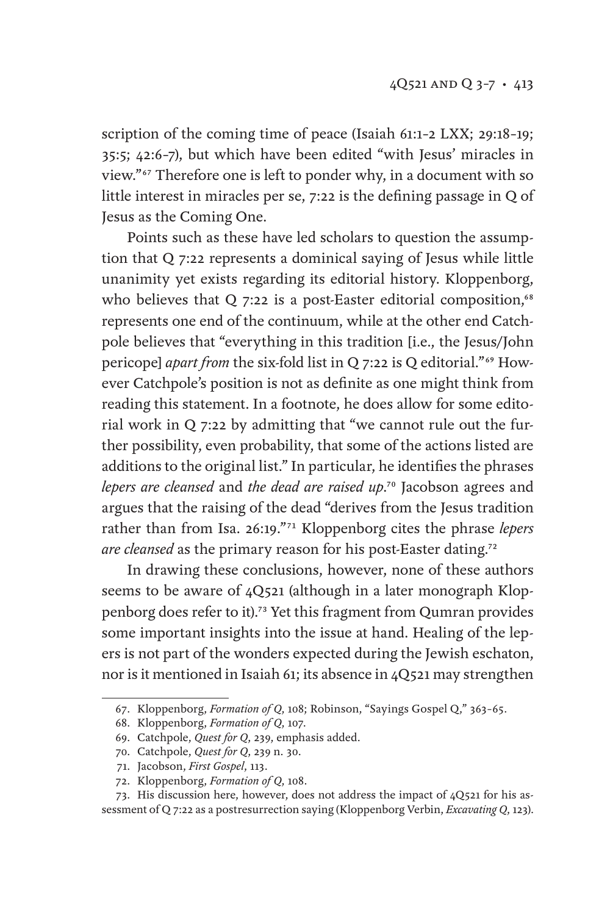scription of the coming time of peace (Isaiah 61:1–2 LXX; 29:18–19; 35:5; 42:6–7), but which have been edited "with Jesus' miracles in view."[67] Therefore one is left to ponder why, in a document with so little interest in miracles per se, 7:22 is the defining passage in Q of Jesus as the Coming One.

Points such as these have led scholars to question the assumption that Q 7:22 represents a dominical saying of Jesus while little unanimity yet exists regarding its editorial history. Kloppenborg, who believes that Q 7:22 is a post-Easter editorial composition,[68] represents one end of the continuum, while at the other end Catchpole believes that "everything in this tradition [i.e., the Jesus/John pericope] *apart from* the six-fold list in Q 7:22 is Q editorial."[69] However Catchpole's position is not as definite as one might think from reading this statement. In a footnote, he does allow for some editorial work in Q 7:22 by admitting that "we cannot rule out the further possibility, even probability, that some of the actions listed are additions to the original list." In particular, he identifies the phrases *lepers are cleansed* and *the dead are raised up*.[70] Jacobson agrees and argues that the raising of the dead "derives from the Jesus tradition rather than from Isa. 26:19."[71] Kloppenborg cites the phrase *lepers are cleansed* as the primary reason for his post-Easter dating.[72]

In drawing these conclusions, however, none of these authors seems to be aware of 4Q521 (although in a later monograph Kloppenborg does refer to it).[73] Yet this fragment from Qumran provides some important insights into the issue at hand. Healing of the lepers is not part of the wonders expected during the Jewish eschaton, nor is it mentioned in Isaiah 61; its absence in 4Q521 may strengthen

---

67. Kloppenborg, *Formation of Q*, 108; Robinson, "Sayings Gospel Q," 363–65.

68. Kloppenborg, *Formation of Q*, 107.

69. Catchpole, *Quest for Q*, 239, emphasis added.

70. Catchpole, *Quest for Q*, 239 n. 30.

71. Jacobson, *First Gospel*, 113.

72. Kloppenborg, *Formation of Q*, 108.

73. His discussion here, however, does not address the impact of 4Q521 for his assessment of Q 7:22 as a postresurrection saying (Kloppenborg Verbin, *Excavating Q*, 123).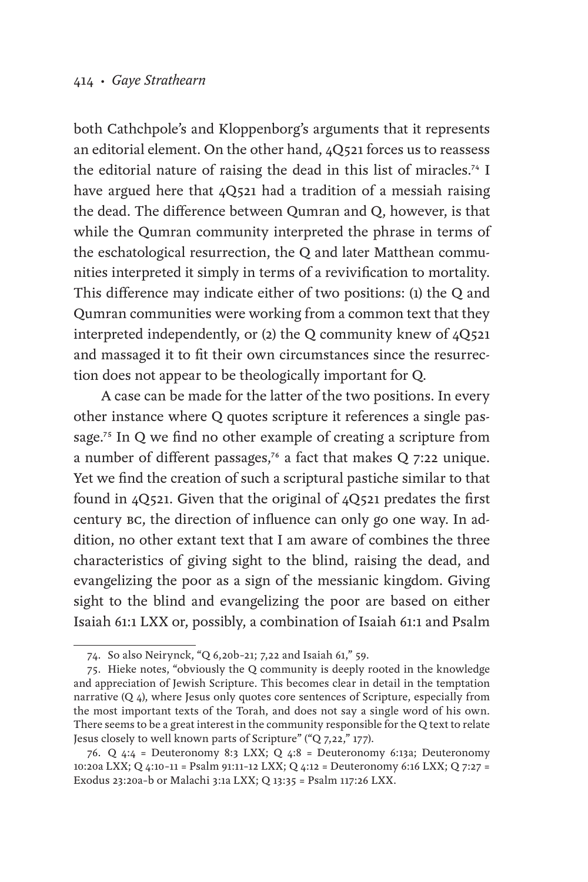both Cathchpole's and Kloppenborg's arguments that it represents an editorial element. On the other hand, 4Q521 forces us to reassess the editorial nature of raising the dead in this list of miracles.[74] I have argued here that 4Q521 had a tradition of a messiah raising the dead. The difference between Qumran and Q, however, is that while the Qumran community interpreted the phrase in terms of the eschatological resurrection, the Q and later Matthean communities interpreted it simply in terms of a revivification to mortality. This difference may indicate either of two positions: (1) the Q and Qumran communities were working from a common text that they interpreted independently, or (2) the Q community knew of 4Q521 and massaged it to fit their own circumstances since the resurrection does not appear to be theologically important for Q.

A case can be made for the latter of the two positions. In every other instance where Q quotes scripture it references a single passage.[75] In Q we find no other example of creating a scripture from a number of different passages,[76] a fact that makes Q 7:22 unique. Yet we find the creation of such a scriptural pastiche similar to that found in 4Q521. Given that the original of 4Q521 predates the first century BC, the direction of influence can only go one way. In addition, no other extant text that I am aware of combines the three characteristics of giving sight to the blind, raising the dead, and evangelizing the poor as a sign of the messianic kingdom. Giving sight to the blind and evangelizing the poor are based on either Isaiah 61:1 LXX or, possibly, a combination of Isaiah 61:1 and Psalm

---

74. So also Neirynck, "Q 6,20b–21; 7,22 and Isaiah 61," 59.

75. Hieke notes, "obviously the Q community is deeply rooted in the knowledge and appreciation of Jewish Scripture. This becomes clear in detail in the temptation narrative (Q 4), where Jesus only quotes core sentences of Scripture, especially from the most important texts of the Torah, and does not say a single word of his own. There seems to be a great interest in the community responsible for the Q text to relate Jesus closely to well known parts of Scripture" ("Q 7,22," 177).

76. Q 4:4 = Deuteronomy 8:3 LXX; Q 4:8 = Deuteronomy 6:13a; Deuteronomy 10:20a LXX; Q 4:10–11 = Psalm 91:11–12 LXX; Q 4:12 = Deuteronomy 6:16 LXX; Q 7:27 = Exodus 23:20a–b or Malachi 3:1a LXX; Q 13:35 = Psalm 117:26 LXX.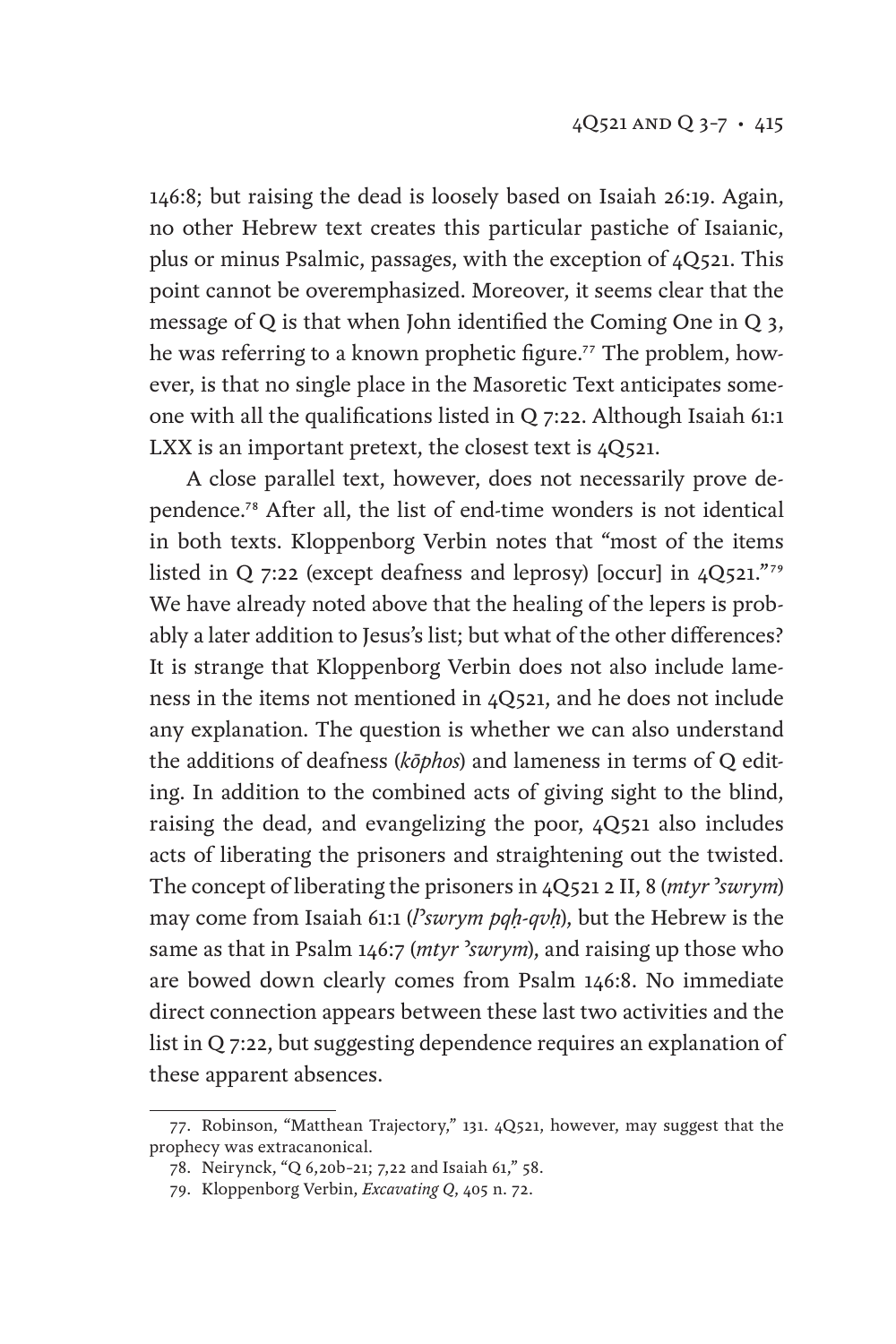146:8; but raising the dead is loosely based on Isaiah 26:19. Again, no other Hebrew text creates this particular pastiche of Isaianic, plus or minus Psalmic, passages, with the exception of 4Q521. This point cannot be overemphasized. Moreover, it seems clear that the message of Q is that when John identified the Coming One in Q 3, he was referring to a known prophetic figure.[77] The problem, however, is that no single place in the Masoretic Text anticipates someone with all the qualifications listed in Q 7:22. Although Isaiah 61:1 LXX is an important pretext, the closest text is 4Q521.

A close parallel text, however, does not necessarily prove dependence.[78] After all, the list of end-time wonders is not identical in both texts. Kloppenborg Verbin notes that "most of the items listed in Q 7:22 (except deafness and leprosy) [occur] in 4Q521."[79] We have already noted above that the healing of the lepers is probably a later addition to Jesus's list; but what of the other differences? It is strange that Kloppenborg Verbin does not also include lameness in the items not mentioned in 4Q521, and he does not include any explanation. The question is whether we can also understand the additions of deafness (*kōphos*) and lameness in terms of Q editing. In addition to the combined acts of giving sight to the blind, raising the dead, and evangelizing the poor, 4Q521 also includes acts of liberating the prisoners and straightening out the twisted. The concept of liberating the prisoners in 4Q521 2 II, 8 (*mtyr ʾswrym*) may come from Isaiah 61:1 (*lʾswrym pqḥ-qvḥ*), but the Hebrew is the same as that in Psalm 146:7 (*mtyr ʾswrym*), and raising up those who are bowed down clearly comes from Psalm 146:8. No immediate direct connection appears between these last two activities and the list in Q 7:22, but suggesting dependence requires an explanation of these apparent absences.

77. Robinson, "Matthean Trajectory," 131. 4Q521, however, may suggest that the prophecy was extracanonical.

78. Neirynck, "Q 6,20b–21; 7,22 and Isaiah 61," 58.

79. Kloppenborg Verbin, *Excavating Q*, 405 n. 72.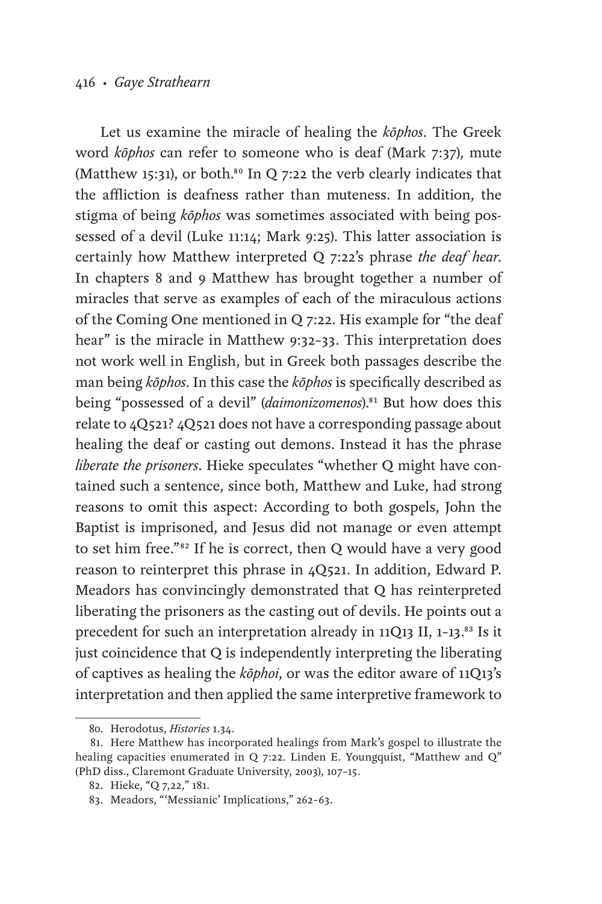Let us examine the miracle of healing the *kōphos*. The Greek word *kōphos* can refer to someone who is deaf (Mark 7:37), mute (Matthew 15:31), or both.[80] In Q 7:22 the verb clearly indicates that the affliction is deafness rather than muteness. In addition, the stigma of being *kōphos* was sometimes associated with being possessed of a devil (Luke 11:14; Mark 9:25). This latter association is certainly how Matthew interpreted Q 7:22's phrase *the deaf hear*. In chapters 8 and 9 Matthew has brought together a number of miracles that serve as examples of each of the miraculous actions of the Coming One mentioned in Q 7:22. His example for "the deaf hear" is the miracle in Matthew 9:32–33. This interpretation does not work well in English, but in Greek both passages describe the man being *kōphos*. In this case the *kōphos* is specifically described as being "possessed of a devil" (*daimonizomenos*).[81] But how does this relate to 4Q521? 4Q521 does not have a corresponding passage about healing the deaf or casting out demons. Instead it has the phrase *liberate the prisoners*. Hieke speculates "whether Q might have contained such a sentence, since both, Matthew and Luke, had strong reasons to omit this aspect: According to both gospels, John the Baptist is imprisoned, and Jesus did not manage or even attempt to set him free."[82] If he is correct, then Q would have a very good reason to reinterpret this phrase in 4Q521. In addition, Edward P. Meadors has convincingly demonstrated that Q has reinterpreted liberating the prisoners as the casting out of devils. He points out a precedent for such an interpretation already in 11Q13 II, 1–13.[83] Is it just coincidence that Q is independently interpreting the liberating of captives as healing the *kōphoi*, or was the editor aware of 11Q13's interpretation and then applied the same interpretive framework to

---

80. Herodotus, *Histories* 1.34.

81. Here Matthew has incorporated healings from Mark's gospel to illustrate the healing capacities enumerated in Q 7:22. Linden E. Youngquist, "Matthew and Q" (PhD diss., Claremont Graduate University, 2003), 107–15.

82. Hieke, "Q 7,22," 181.

83. Meadors, "'Messianic' Implications," 262–63.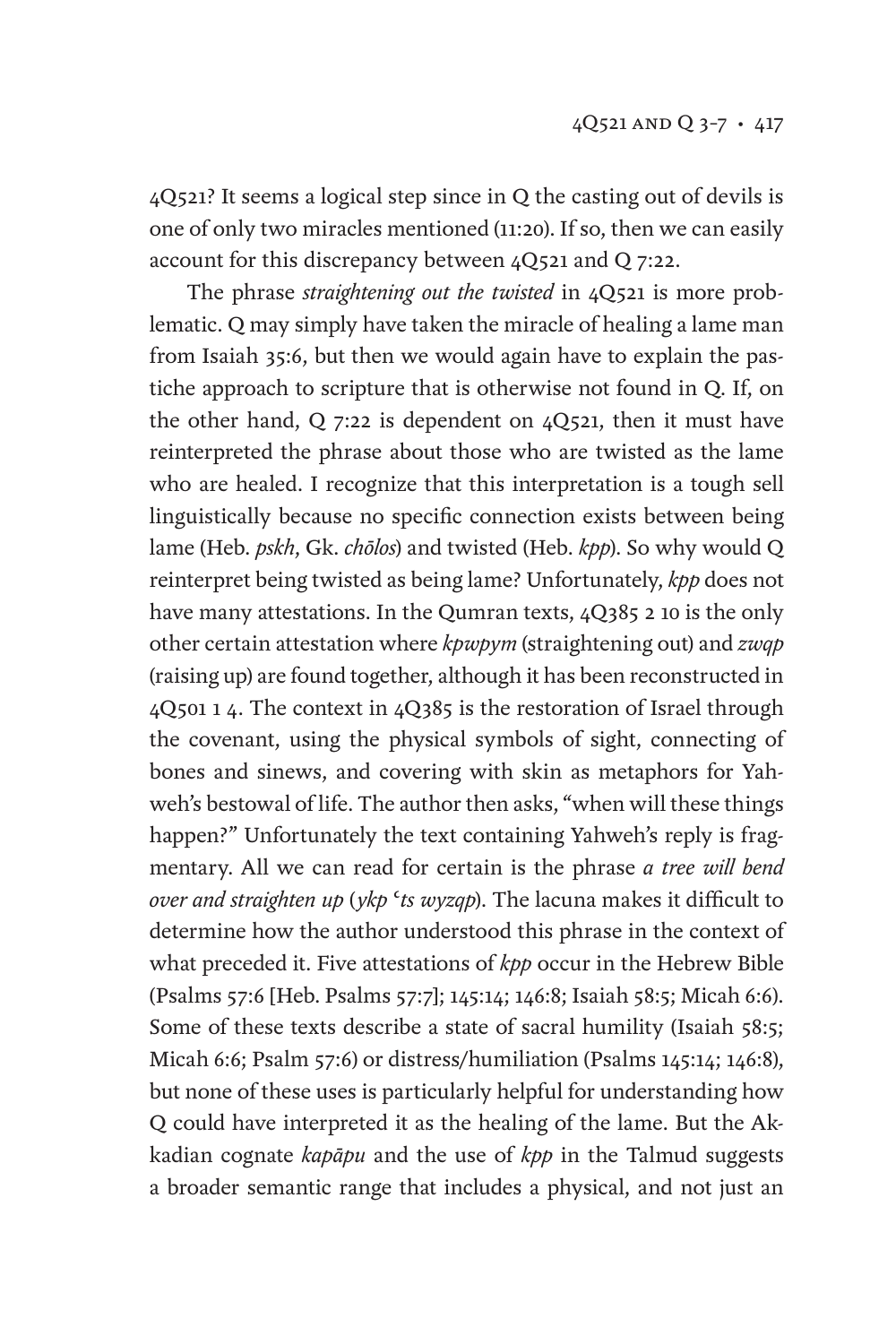4Q521? It seems a logical step since in Q the casting out of devils is one of only two miracles mentioned (11:20). If so, then we can easily account for this discrepancy between 4Q521 and Q 7:22.

The phrase *straightening out the twisted* in 4Q521 is more problematic. Q may simply have taken the miracle of healing a lame man from Isaiah 35:6, but then we would again have to explain the pastiche approach to scripture that is otherwise not found in Q. If, on the other hand, Q 7:22 is dependent on 4Q521, then it must have reinterpreted the phrase about those who are twisted as the lame who are healed. I recognize that this interpretation is a tough sell linguistically because no specific connection exists between being lame (Heb. *pskh*, Gk. *chōlos*) and twisted (Heb. *kpp*). So why would Q reinterpret being twisted as being lame? Unfortunately, *kpp* does not have many attestations. In the Qumran texts, 4Q385 2 10 is the only other certain attestation where *kpwpym* (straightening out) and *zwqp* (raising up) are found together, although it has been reconstructed in 4Q501 1 4. The context in 4Q385 is the restoration of Israel through the covenant, using the physical symbols of sight, connecting of bones and sinews, and covering with skin as metaphors for Yahweh's bestowal of life. The author then asks, "when will these things happen?" Unfortunately the text containing Yahweh's reply is fragmentary. All we can read for certain is the phrase *a tree will bend over and straighten up* (*ykp* ʿ*ts wyzqp*). The lacuna makes it difficult to determine how the author understood this phrase in the context of what preceded it. Five attestations of *kpp* occur in the Hebrew Bible (Psalms 57:6 [Heb. Psalms 57:7]; 145:14; 146:8; Isaiah 58:5; Micah 6:6). Some of these texts describe a state of sacral humility (Isaiah 58:5; Micah 6:6; Psalm 57:6) or distress/humiliation (Psalms 145:14; 146:8), but none of these uses is particularly helpful for understanding how Q could have interpreted it as the healing of the lame. But the Akkadian cognate *kapāpu* and the use of *kpp* in the Talmud suggests a broader semantic range that includes a physical, and not just an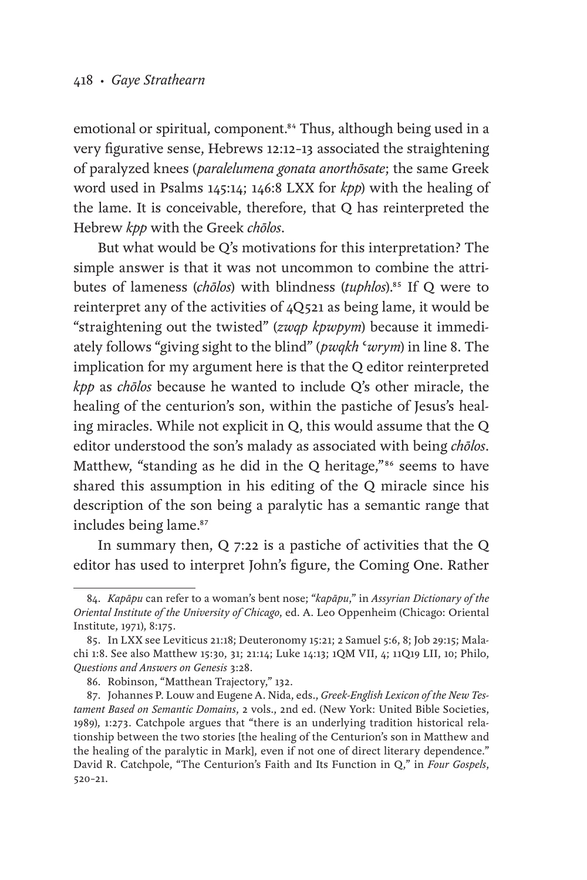emotional or spiritual, component.[84] Thus, although being used in a very figurative sense, Hebrews 12:12–13 associated the straightening of paralyzed knees (*paralelumena gonata anorthōsate*; the same Greek word used in Psalms 145:14; 146:8 LXX for *kpp*) with the healing of the lame. It is conceivable, therefore, that Q has reinterpreted the Hebrew *kpp* with the Greek *chōlos*.

But what would be Q's motivations for this interpretation? The simple answer is that it was not uncommon to combine the attributes of lameness (*chōlos*) with blindness (*tuphlos*).[85] If Q were to reinterpret any of the activities of 4Q521 as being lame, it would be "straightening out the twisted" (*zwqp kpwpym*) because it immediately follows "giving sight to the blind" (*pwqkh ʿwrym*) in line 8. The implication for my argument here is that the Q editor reinterpreted *kpp* as *chōlos* because he wanted to include Q's other miracle, the healing of the centurion's son, within the pastiche of Jesus's healing miracles. While not explicit in Q, this would assume that the Q editor understood the son's malady as associated with being *chōlos*. Matthew, "standing as he did in the Q heritage,"[86] seems to have shared this assumption in his editing of the Q miracle since his description of the son being a paralytic has a semantic range that includes being lame.[87]

In summary then, Q 7:22 is a pastiche of activities that the Q editor has used to interpret John's figure, the Coming One. Rather

---

84. *Kapāpu* can refer to a woman's bent nose; "*kapāpu*," in *Assyrian Dictionary of the Oriental Institute of the University of Chicago*, ed. A. Leo Oppenheim (Chicago: Oriental Institute, 1971), 8:175.

85. In LXX see Leviticus 21:18; Deuteronomy 15:21; 2 Samuel 5:6, 8; Job 29:15; Malachi 1:8. See also Matthew 15:30, 31; 21:14; Luke 14:13; 1QM VII, 4; 11Q19 LII, 10; Philo, *Questions and Answers on Genesis* 3:28.

86. Robinson, "Matthean Trajectory," 132.

87. Johannes P. Louw and Eugene A. Nida, eds., *Greek-English Lexicon of the New Testament Based on Semantic Domains*, 2 vols., 2nd ed. (New York: United Bible Societies, 1989), 1:273. Catchpole argues that "there is an underlying tradition historical relationship between the two stories [the healing of the Centurion's son in Matthew and the healing of the paralytic in Mark], even if not one of direct literary dependence." David R. Catchpole, "The Centurion's Faith and Its Function in Q," in *Four Gospels*, 520–21.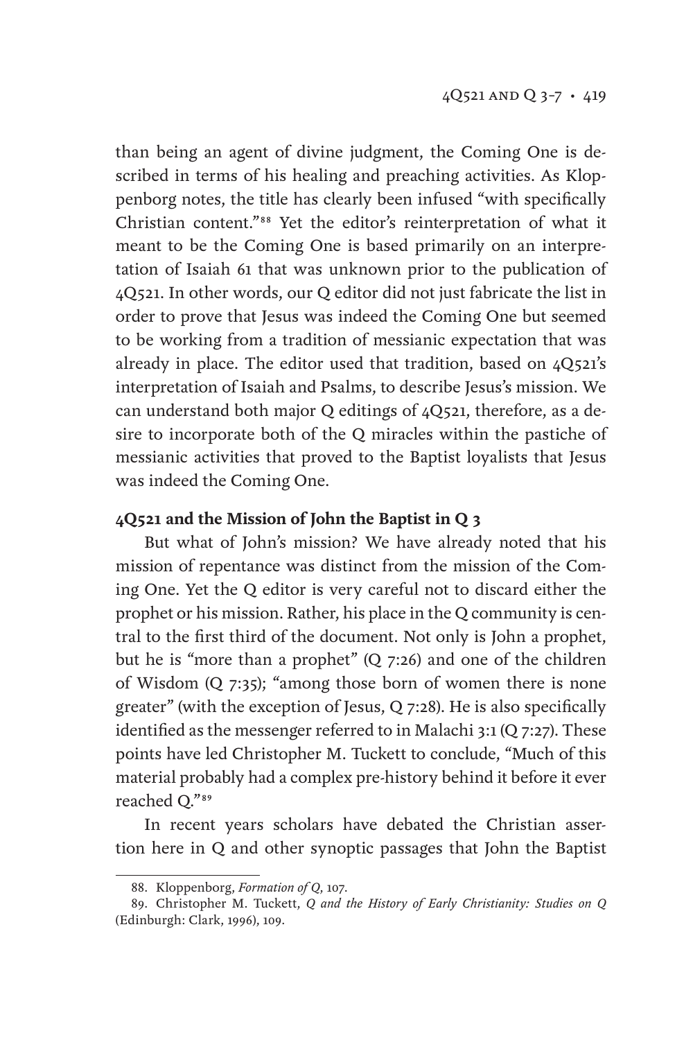than being an agent of divine judgment, the Coming One is described in terms of his healing and preaching activities. As Kloppenborg notes, the title has clearly been infused "with specifically Christian content."[88] Yet the editor's reinterpretation of what it meant to be the Coming One is based primarily on an interpretation of Isaiah 61 that was unknown prior to the publication of 4Q521. In other words, our Q editor did not just fabricate the list in order to prove that Jesus was indeed the Coming One but seemed to be working from a tradition of messianic expectation that was already in place. The editor used that tradition, based on 4Q521's interpretation of Isaiah and Psalms, to describe Jesus's mission. We can understand both major Q editings of 4Q521, therefore, as a desire to incorporate both of the Q miracles within the pastiche of messianic activities that proved to the Baptist loyalists that Jesus was indeed the Coming One.

**4Q521 and the Mission of John the Baptist in Q 3**

But what of John's mission? We have already noted that his mission of repentance was distinct from the mission of the Coming One. Yet the Q editor is very careful not to discard either the prophet or his mission. Rather, his place in the Q community is central to the first third of the document. Not only is John a prophet, but he is "more than a prophet" (Q 7:26) and one of the children of Wisdom (Q 7:35); "among those born of women there is none greater" (with the exception of Jesus, Q 7:28). He is also specifically identified as the messenger referred to in Malachi 3:1 (Q 7:27). These points have led Christopher M. Tuckett to conclude, "Much of this material probably had a complex pre-history behind it before it ever reached Q."[89]

In recent years scholars have debated the Christian assertion here in Q and other synoptic passages that John the Baptist

88. Kloppenborg, *Formation of Q*, 107.

89. Christopher M. Tuckett, *Q and the History of Early Christianity: Studies on Q* (Edinburgh: Clark, 1996), 109.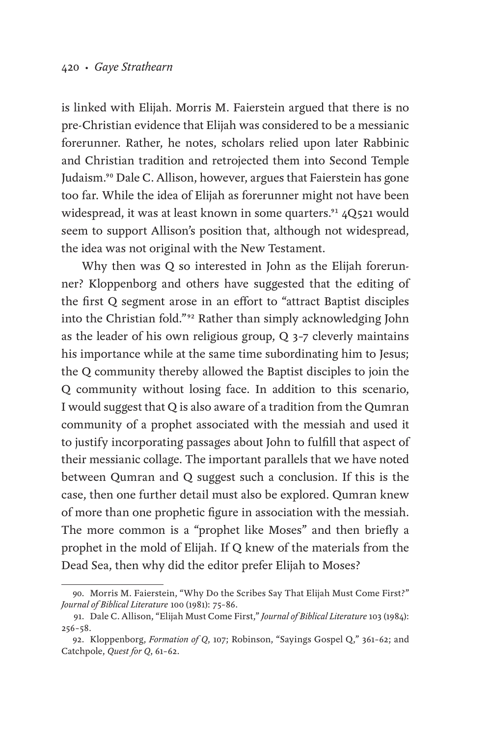is linked with Elijah. Morris M. Faierstein argued that there is no pre-Christian evidence that Elijah was considered to be a messianic forerunner. Rather, he notes, scholars relied upon later Rabbinic and Christian tradition and retrojected them into Second Temple Judaism.[90] Dale C. Allison, however, argues that Faierstein has gone too far. While the idea of Elijah as forerunner might not have been widespread, it was at least known in some quarters.[91] 4Q521 would seem to support Allison's position that, although not widespread, the idea was not original with the New Testament.

Why then was Q so interested in John as the Elijah forerunner? Kloppenborg and others have suggested that the editing of the first Q segment arose in an effort to "attract Baptist disciples into the Christian fold."[92] Rather than simply acknowledging John as the leader of his own religious group, Q 3–7 cleverly maintains his importance while at the same time subordinating him to Jesus; the Q community thereby allowed the Baptist disciples to join the Q community without losing face. In addition to this scenario, I would suggest that Q is also aware of a tradition from the Qumran community of a prophet associated with the messiah and used it to justify incorporating passages about John to fulfill that aspect of their messianic collage. The important parallels that we have noted between Qumran and Q suggest such a conclusion. If this is the case, then one further detail must also be explored. Qumran knew of more than one prophetic figure in association with the messiah. The more common is a "prophet like Moses" and then briefly a prophet in the mold of Elijah. If Q knew of the materials from the Dead Sea, then why did the editor prefer Elijah to Moses?

---

90. Morris M. Faierstein, "Why Do the Scribes Say That Elijah Must Come First?" *Journal of Biblical Literature* 100 (1981): 75–86.

91. Dale C. Allison, "Elijah Must Come First," *Journal of Biblical Literature* 103 (1984): 256–58.

92. Kloppenborg, *Formation of Q*, 107; Robinson, "Sayings Gospel Q," 361–62; and Catchpole, *Quest for Q*, 61–62.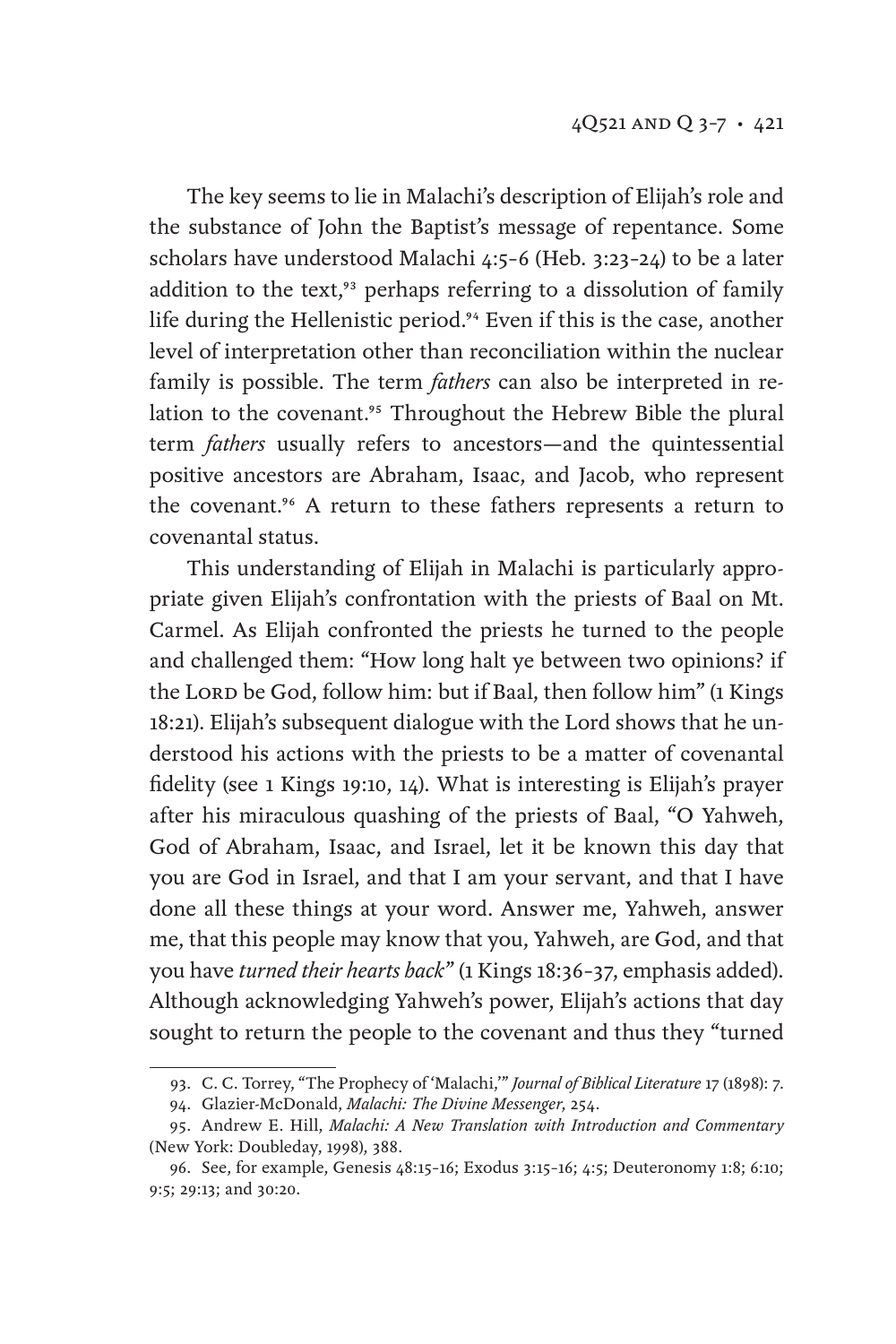The key seems to lie in Malachi's description of Elijah's role and the substance of John the Baptist's message of repentance. Some scholars have understood Malachi 4:5–6 (Heb. 3:23–24) to be a later addition to the text,[93] perhaps referring to a dissolution of family life during the Hellenistic period.[94] Even if this is the case, another level of interpretation other than reconciliation within the nuclear family is possible. The term *fathers* can also be interpreted in relation to the covenant.[95] Throughout the Hebrew Bible the plural term *fathers* usually refers to ancestors—and the quintessential positive ancestors are Abraham, Isaac, and Jacob, who represent the covenant.[96] A return to these fathers represents a return to covenantal status.

This understanding of Elijah in Malachi is particularly appropriate given Elijah's confrontation with the priests of Baal on Mt. Carmel. As Elijah confronted the priests he turned to the people and challenged them: "How long halt ye between two opinions? if the LORD be God, follow him: but if Baal, then follow him" (1 Kings 18:21). Elijah's subsequent dialogue with the Lord shows that he understood his actions with the priests to be a matter of covenantal fidelity (see 1 Kings 19:10, 14). What is interesting is Elijah's prayer after his miraculous quashing of the priests of Baal, "O Yahweh, God of Abraham, Isaac, and Israel, let it be known this day that you are God in Israel, and that I am your servant, and that I have done all these things at your word. Answer me, Yahweh, answer me, that this people may know that you, Yahweh, are God, and that you have *turned their hearts back*" (1 Kings 18:36–37, emphasis added). Although acknowledging Yahweh's power, Elijah's actions that day sought to return the people to the covenant and thus they "turned

93. C. C. Torrey, "The Prophecy of 'Malachi,'" *Journal of Biblical Literature* 17 (1898): 7.

94. Glazier-McDonald, *Malachi: The Divine Messenger*, 254.

95. Andrew E. Hill, *Malachi: A New Translation with Introduction and Commentary* (New York: Doubleday, 1998), 388.

96. See, for example, Genesis 48:15–16; Exodus 3:15–16; 4:5; Deuteronomy 1:8; 6:10; 9:5; 29:13; and 30:20.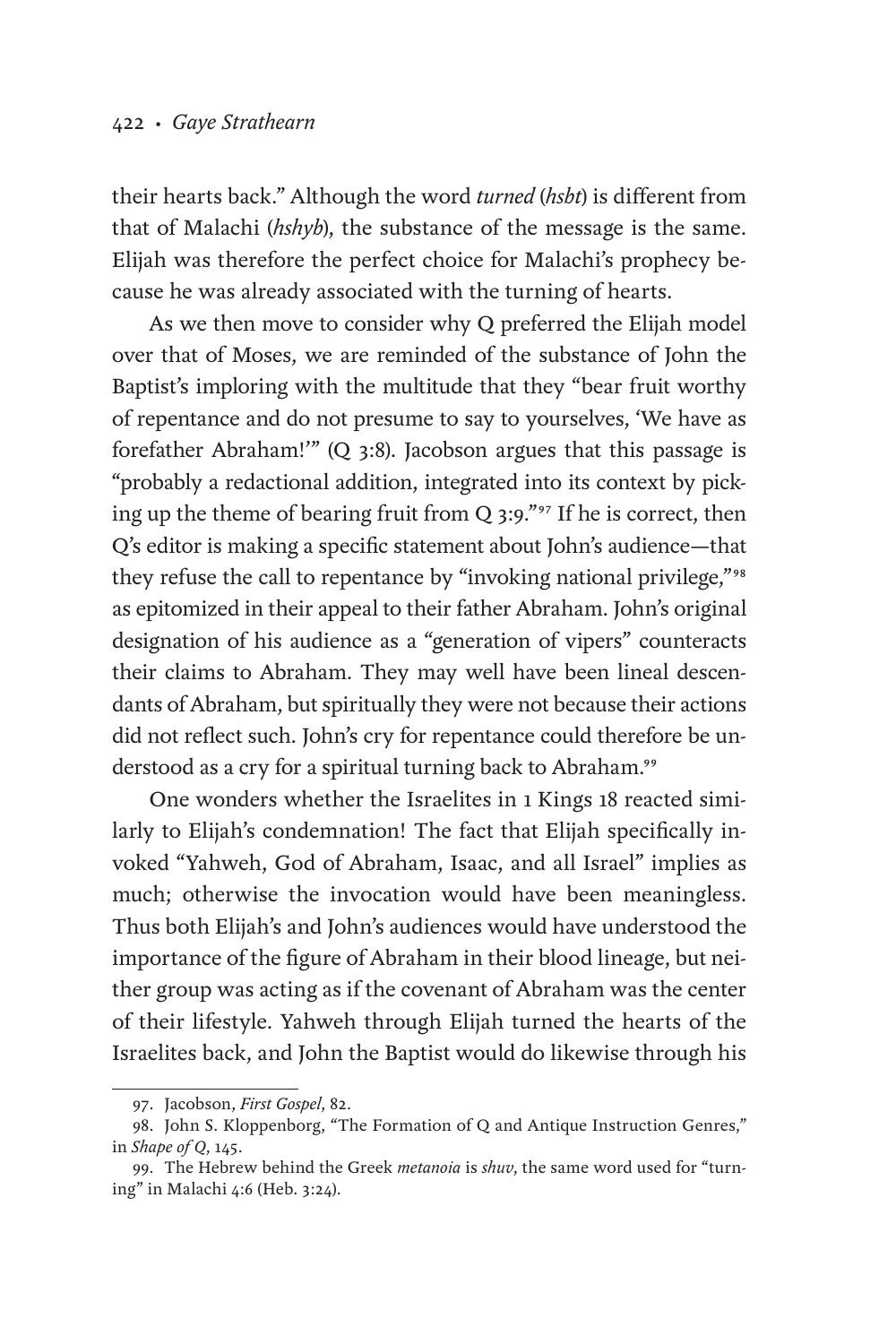their hearts back." Although the word *turned* (*hsbt*) is different from that of Malachi (*hshyb*), the substance of the message is the same. Elijah was therefore the perfect choice for Malachi's prophecy because he was already associated with the turning of hearts.

As we then move to consider why Q preferred the Elijah model over that of Moses, we are reminded of the substance of John the Baptist's imploring with the multitude that they "bear fruit worthy of repentance and do not presume to say to yourselves, 'We have as forefather Abraham!'" (Q 3:8). Jacobson argues that this passage is "probably a redactional addition, integrated into its context by picking up the theme of bearing fruit from Q 3:9."[97] If he is correct, then Q's editor is making a specific statement about John's audience—that they refuse the call to repentance by "invoking national privilege,"[98] as epitomized in their appeal to their father Abraham. John's original designation of his audience as a "generation of vipers" counteracts their claims to Abraham. They may well have been lineal descendants of Abraham, but spiritually they were not because their actions did not reflect such. John's cry for repentance could therefore be understood as a cry for a spiritual turning back to Abraham.[99]

One wonders whether the Israelites in 1 Kings 18 reacted similarly to Elijah's condemnation! The fact that Elijah specifically invoked "Yahweh, God of Abraham, Isaac, and all Israel" implies as much; otherwise the invocation would have been meaningless. Thus both Elijah's and John's audiences would have understood the importance of the figure of Abraham in their blood lineage, but neither group was acting as if the covenant of Abraham was the center of their lifestyle. Yahweh through Elijah turned the hearts of the Israelites back, and John the Baptist would do likewise through his

---

97. Jacobson, *First Gospel*, 82.

98. John S. Kloppenborg, "The Formation of Q and Antique Instruction Genres," in *Shape of Q*, 145.

99. The Hebrew behind the Greek *metanoia* is *shuv*, the same word used for "turning" in Malachi 4:6 (Heb. 3:24).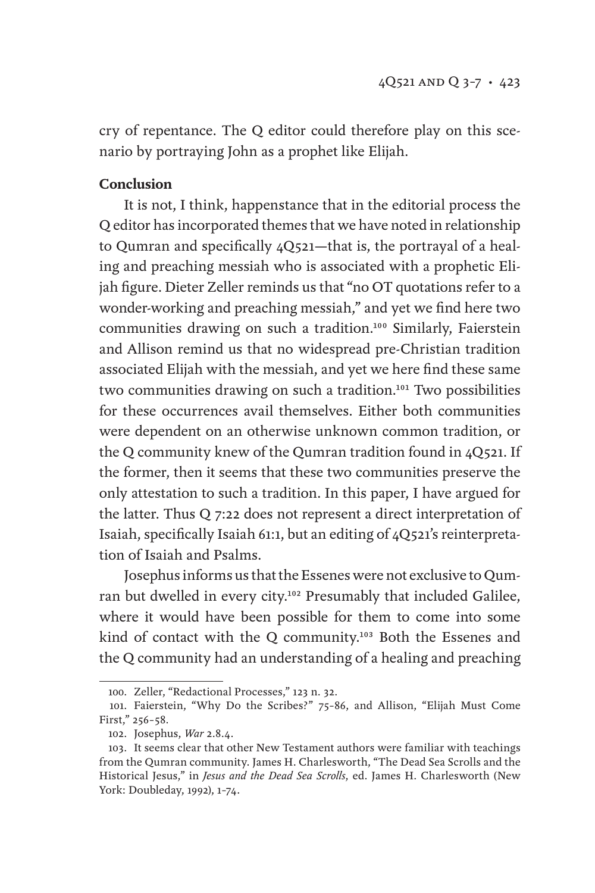cry of repentance. The Q editor could therefore play on this scenario by portraying John as a prophet like Elijah.

### Conclusion

It is not, I think, happenstance that in the editorial process the Q editor has incorporated themes that we have noted in relationship to Qumran and specifically 4Q521—that is, the portrayal of a healing and preaching messiah who is associated with a prophetic Elijah figure. Dieter Zeller reminds us that "no OT quotations refer to a wonder-working and preaching messiah," and yet we find here two communities drawing on such a tradition.[100] Similarly, Faierstein and Allison remind us that no widespread pre-Christian tradition associated Elijah with the messiah, and yet we here find these same two communities drawing on such a tradition.[101] Two possibilities for these occurrences avail themselves. Either both communities were dependent on an otherwise unknown common tradition, or the Q community knew of the Qumran tradition found in 4Q521. If the former, then it seems that these two communities preserve the only attestation to such a tradition. In this paper, I have argued for the latter. Thus Q 7:22 does not represent a direct interpretation of Isaiah, specifically Isaiah 61:1, but an editing of 4Q521's reinterpretation of Isaiah and Psalms.

Josephus informs us that the Essenes were not exclusive to Qumran but dwelled in every city.[102] Presumably that included Galilee, where it would have been possible for them to come into some kind of contact with the Q community.[103] Both the Essenes and the Q community had an understanding of a healing and preaching

---

100. Zeller, "Redactional Processes," 123 n. 32.

101. Faierstein, "Why Do the Scribes?" 75–86, and Allison, "Elijah Must Come First," 256–58.

102. Josephus, *War* 2.8.4.

103. It seems clear that other New Testament authors were familiar with teachings from the Qumran community. James H. Charlesworth, "The Dead Sea Scrolls and the Historical Jesus," in *Jesus and the Dead Sea Scrolls*, ed. James H. Charlesworth (New York: Doubleday, 1992), 1–74.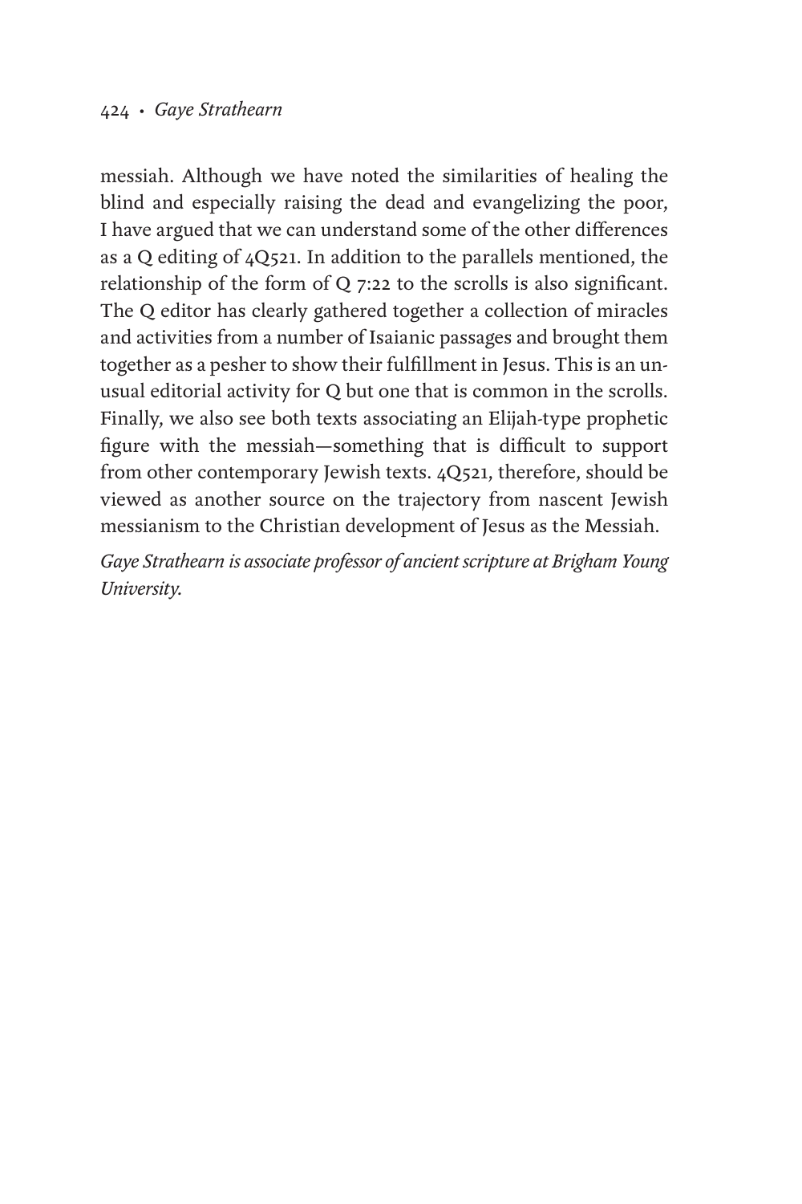messiah. Although we have noted the similarities of healing the blind and especially raising the dead and evangelizing the poor, I have argued that we can understand some of the other differences as a Q editing of 4Q521. In addition to the parallels mentioned, the relationship of the form of Q 7:22 to the scrolls is also significant. The Q editor has clearly gathered together a collection of miracles and activities from a number of Isaianic passages and brought them together as a pesher to show their fulfillment in Jesus. This is an unusual editorial activity for Q but one that is common in the scrolls. Finally, we also see both texts associating an Elijah-type prophetic figure with the messiah—something that is difficult to support from other contemporary Jewish texts. 4Q521, therefore, should be viewed as another source on the trajectory from nascent Jewish messianism to the Christian development of Jesus as the Messiah.

*Gaye Strathearn is associate professor of ancient scripture at Brigham Young University.*